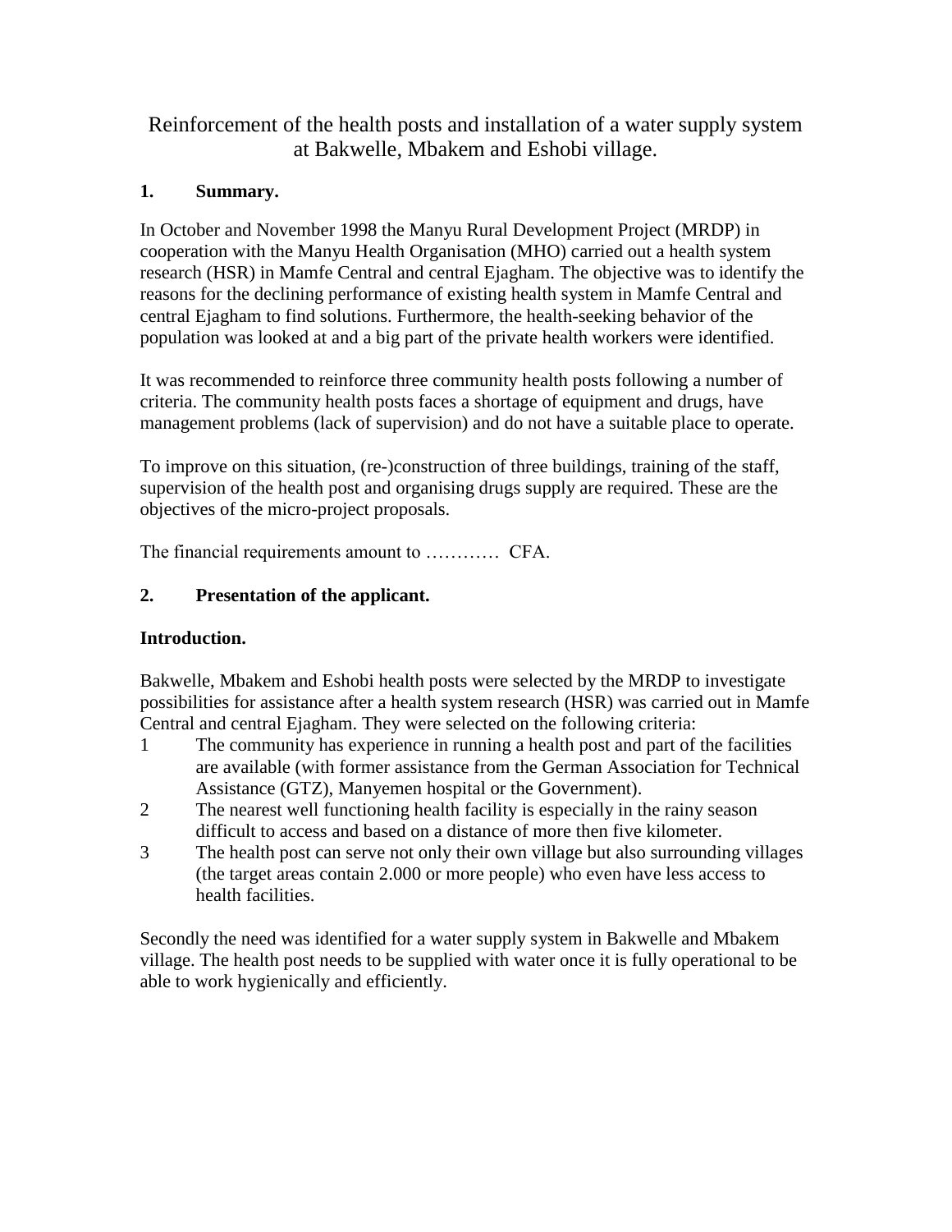# Reinforcement of the health posts and installation of a water supply system at Bakwelle, Mbakem and Eshobi village.

## 1. Summary.

In October and November 1998 the Manyu Rural Development Project (MRDP) in cooperation with the Manyu Health Organisation (MHO) carried out a health system research (HSR) in Mamfe Central and central Ejagham. The objective was to identify the reasons for the declining performance of existing health system in Mamfe Central and central Ejagham to find solutions. Furthermore, the health-seeking behavior of the population was looked at and a big part of the private health workers were identified.

It was recommended to reinforce three community health posts following a number of criteria. The community health posts faces a shortage of equipment and drugs, have management problems (lack of supervision) and do not have a suitable place to operate.

To improve on this situation, (re-)construction of three buildings, training of the staff, supervision of the health post and organising drugs supply are required. These are the objectives of the micro-project proposals.

The financial requirements amount to ………… CFA.

## 2. Presentation of the applicant.

**Introduction.**

Bakwelle, Mbakem and Eshobi health posts were selected by the MRDP to investigate possibilities for assistance after a health system research (HSR) was carried out in Mamfe Central and central Ejagham. They were selected on the following criteria:

1. The community has experience in running a health post and part of the facilities are available (with former assistance from the German Association for Technical Assistance (GTZ), Manyemen hospital or the Government).
2. The nearest well functioning health facility is especially in the rainy season difficult to access and based on a distance of more then five kilometer.
3. The health post can serve not only their own village but also surrounding villages (the target areas contain 2.000 or more people) who even have less access to health facilities.

Secondly the need was identified for a water supply system in Bakwelle and Mbakem village. The health post needs to be supplied with water once it is fully operational to be able to work hygienically and efficiently.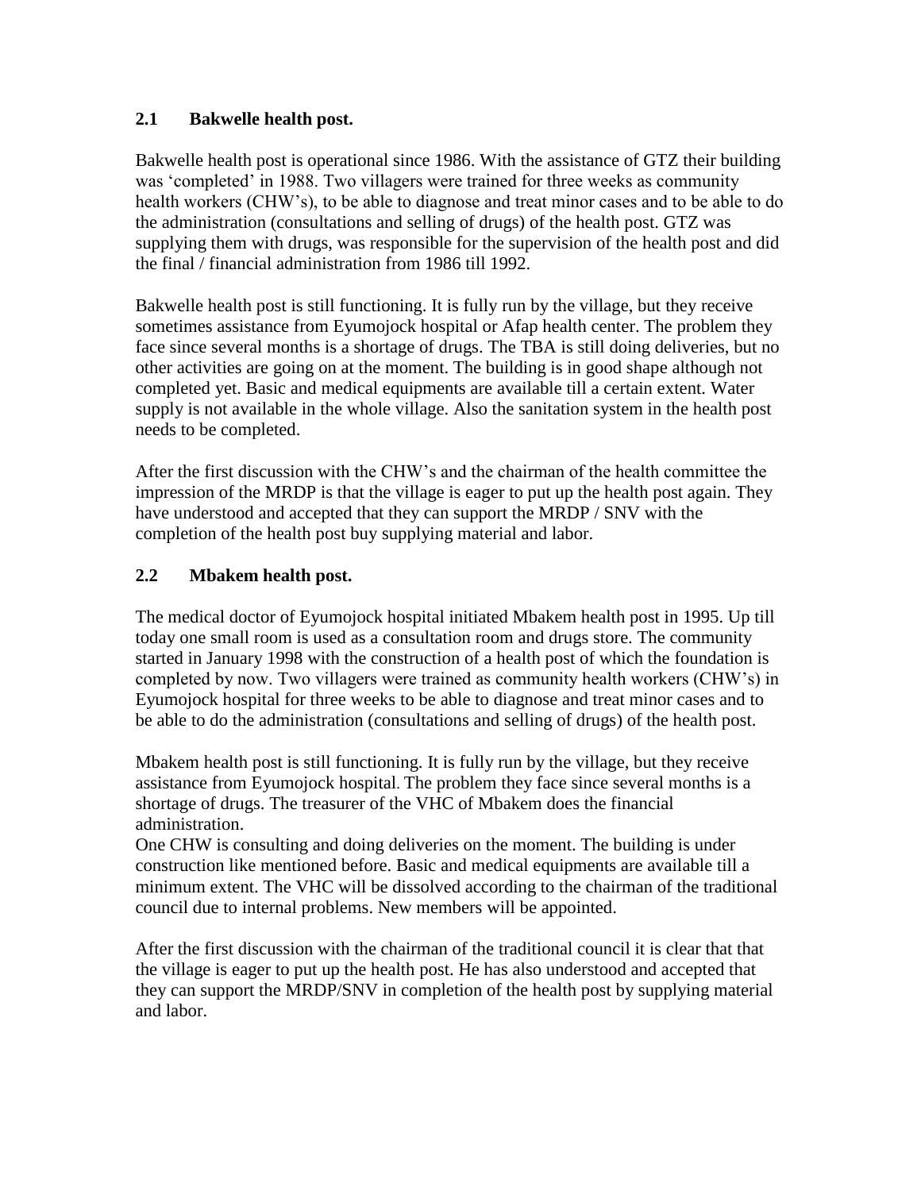## 2.1 Bakwelle health post.

Bakwelle health post is operational since 1986. With the assistance of GTZ their building was 'completed' in 1988. Two villagers were trained for three weeks as community health workers (CHW's), to be able to diagnose and treat minor cases and to be able to do the administration (consultations and selling of drugs) of the health post. GTZ was supplying them with drugs, was responsible for the supervision of the health post and did the final / financial administration from 1986 till 1992.

Bakwelle health post is still functioning. It is fully run by the village, but they receive sometimes assistance from Eyumojock hospital or Afap health center. The problem they face since several months is a shortage of drugs. The TBA is still doing deliveries, but no other activities are going on at the moment. The building is in good shape although not completed yet. Basic and medical equipments are available till a certain extent. Water supply is not available in the whole village. Also the sanitation system in the health post needs to be completed.

After the first discussion with the CHW's and the chairman of the health committee the impression of the MRDP is that the village is eager to put up the health post again. They have understood and accepted that they can support the MRDP / SNV with the completion of the health post buy supplying material and labor.

## 2.2 Mbakem health post.

The medical doctor of Eyumojock hospital initiated Mbakem health post in 1995. Up till today one small room is used as a consultation room and drugs store. The community started in January 1998 with the construction of a health post of which the foundation is completed by now. Two villagers were trained as community health workers (CHW's) in Eyumojock hospital for three weeks to be able to diagnose and treat minor cases and to be able to do the administration (consultations and selling of drugs) of the health post.

Mbakem health post is still functioning. It is fully run by the village, but they receive assistance from Eyumojock hospital. The problem they face since several months is a shortage of drugs. The treasurer of the VHC of Mbakem does the financial administration.
One CHW is consulting and doing deliveries on the moment. The building is under construction like mentioned before. Basic and medical equipments are available till a minimum extent. The VHC will be dissolved according to the chairman of the traditional council due to internal problems. New members will be appointed.

After the first discussion with the chairman of the traditional council it is clear that that the village is eager to put up the health post. He has also understood and accepted that they can support the MRDP/SNV in completion of the health post by supplying material and labor.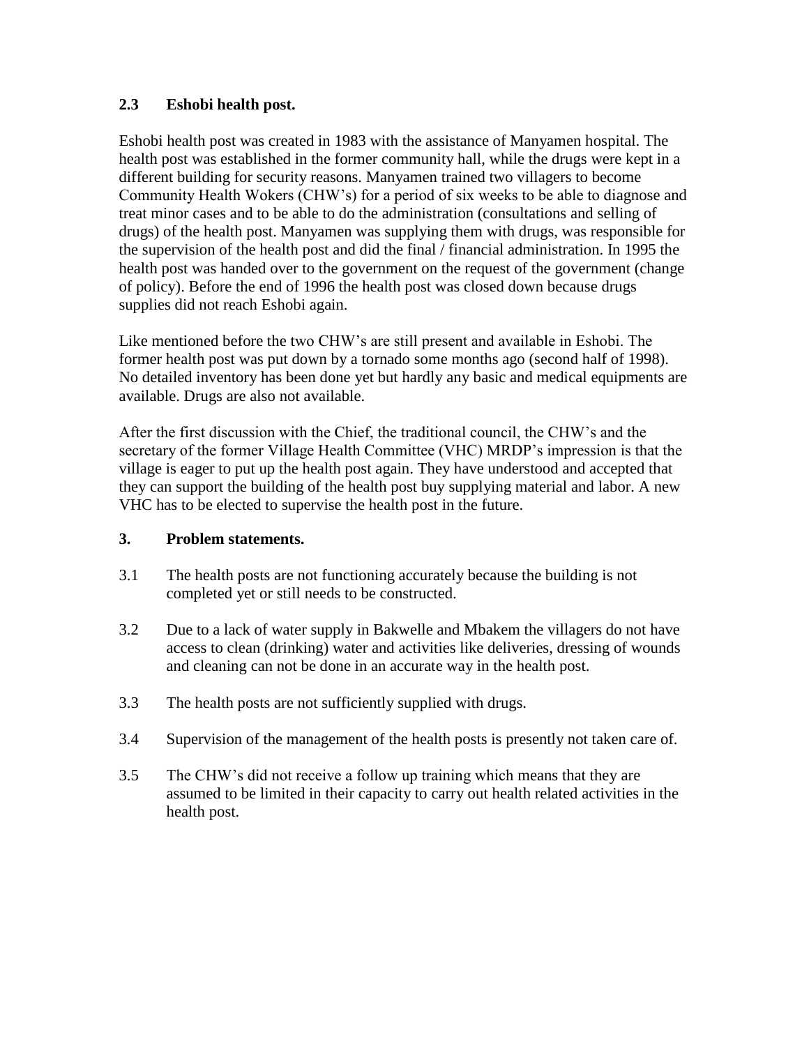### 2.3 Eshobi health post.

Eshobi health post was created in 1983 with the assistance of Manyamen hospital. The health post was established in the former community hall, while the drugs were kept in a different building for security reasons. Manyamen trained two villagers to become Community Health Wokers (CHW's) for a period of six weeks to be able to diagnose and treat minor cases and to be able to do the administration (consultations and selling of drugs) of the health post. Manyamen was supplying them with drugs, was responsible for the supervision of the health post and did the final / financial administration. In 1995 the health post was handed over to the government on the request of the government (change of policy). Before the end of 1996 the health post was closed down because drugs supplies did not reach Eshobi again.

Like mentioned before the two CHW's are still present and available in Eshobi. The former health post was put down by a tornado some months ago (second half of 1998). No detailed inventory has been done yet but hardly any basic and medical equipments are available. Drugs are also not available.

After the first discussion with the Chief, the traditional council, the CHW's and the secretary of the former Village Health Committee (VHC) MRDP's impression is that the village is eager to put up the health post again. They have understood and accepted that they can support the building of the health post buy supplying material and labor. A new VHC has to be elected to supervise the health post in the future.

## 3. Problem statements.

3.1 The health posts are not functioning accurately because the building is not completed yet or still needs to be constructed.

3.2 Due to a lack of water supply in Bakwelle and Mbakem the villagers do not have access to clean (drinking) water and activities like deliveries, dressing of wounds and cleaning can not be done in an accurate way in the health post.

3.3 The health posts are not sufficiently supplied with drugs.

3.4 Supervision of the management of the health posts is presently not taken care of.

3.5 The CHW's did not receive a follow up training which means that they are assumed to be limited in their capacity to carry out health related activities in the health post.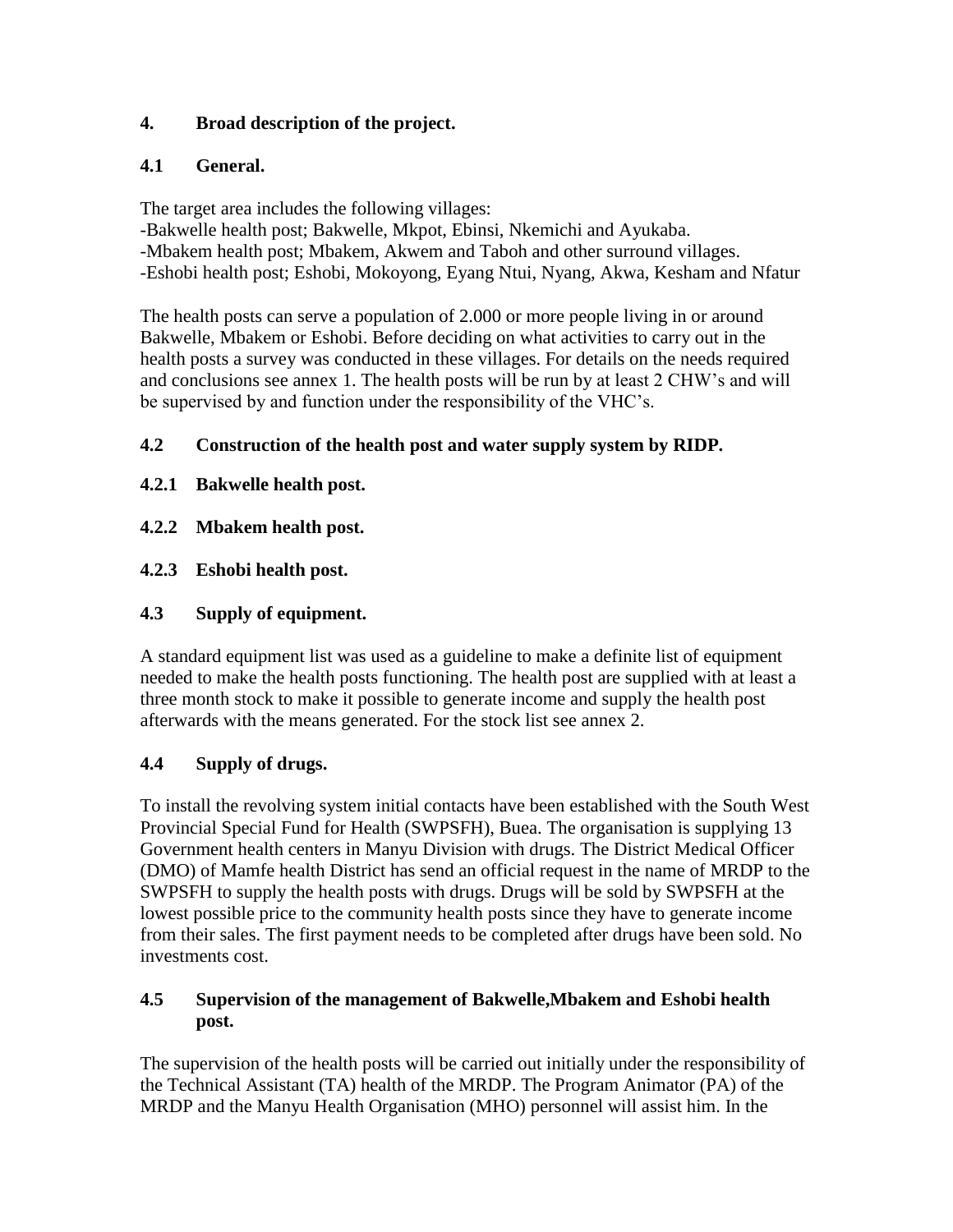## 4. Broad description of the project.

### 4.1 General.

The target area includes the following villages:
-Bakwelle health post; Bakwelle, Mkpot, Ebinsi, Nkemichi and Ayukaba.
-Mbakem health post; Mbakem, Akwem and Taboh and other surround villages.
-Eshobi health post; Eshobi, Mokoyong, Eyang Ntui, Nyang, Akwa, Kesham and Nfatur

The health posts can serve a population of 2.000 or more people living in or around Bakwelle, Mbakem or Eshobi. Before deciding on what activities to carry out in the health posts a survey was conducted in these villages. For details on the needs required and conclusions see annex 1. The health posts will be run by at least 2 CHW's and will be supervised by and function under the responsibility of the VHC's.

### 4.2 Construction of the health post and water supply system by RIDP.

#### 4.2.1 Bakwelle health post.

#### 4.2.2 Mbakem health post.

#### 4.2.3 Eshobi health post.

### 4.3 Supply of equipment.

A standard equipment list was used as a guideline to make a definite list of equipment needed to make the health posts functioning. The health post are supplied with at least a three month stock to make it possible to generate income and supply the health post afterwards with the means generated. For the stock list see annex 2.

### 4.4 Supply of drugs.

To install the revolving system initial contacts have been established with the South West Provincial Special Fund for Health (SWPSFH), Buea. The organisation is supplying 13 Government health centers in Manyu Division with drugs. The District Medical Officer (DMO) of Mamfe health District has send an official request in the name of MRDP to the SWPSFH to supply the health posts with drugs. Drugs will be sold by SWPSFH at the lowest possible price to the community health posts since they have to generate income from their sales. The first payment needs to be completed after drugs have been sold. No investments cost.

### 4.5 Supervision of the management of Bakwelle,Mbakem and Eshobi health post.

The supervision of the health posts will be carried out initially under the responsibility of the Technical Assistant (TA) health of the MRDP. The Program Animator (PA) of the MRDP and the Manyu Health Organisation (MHO) personnel will assist him. In the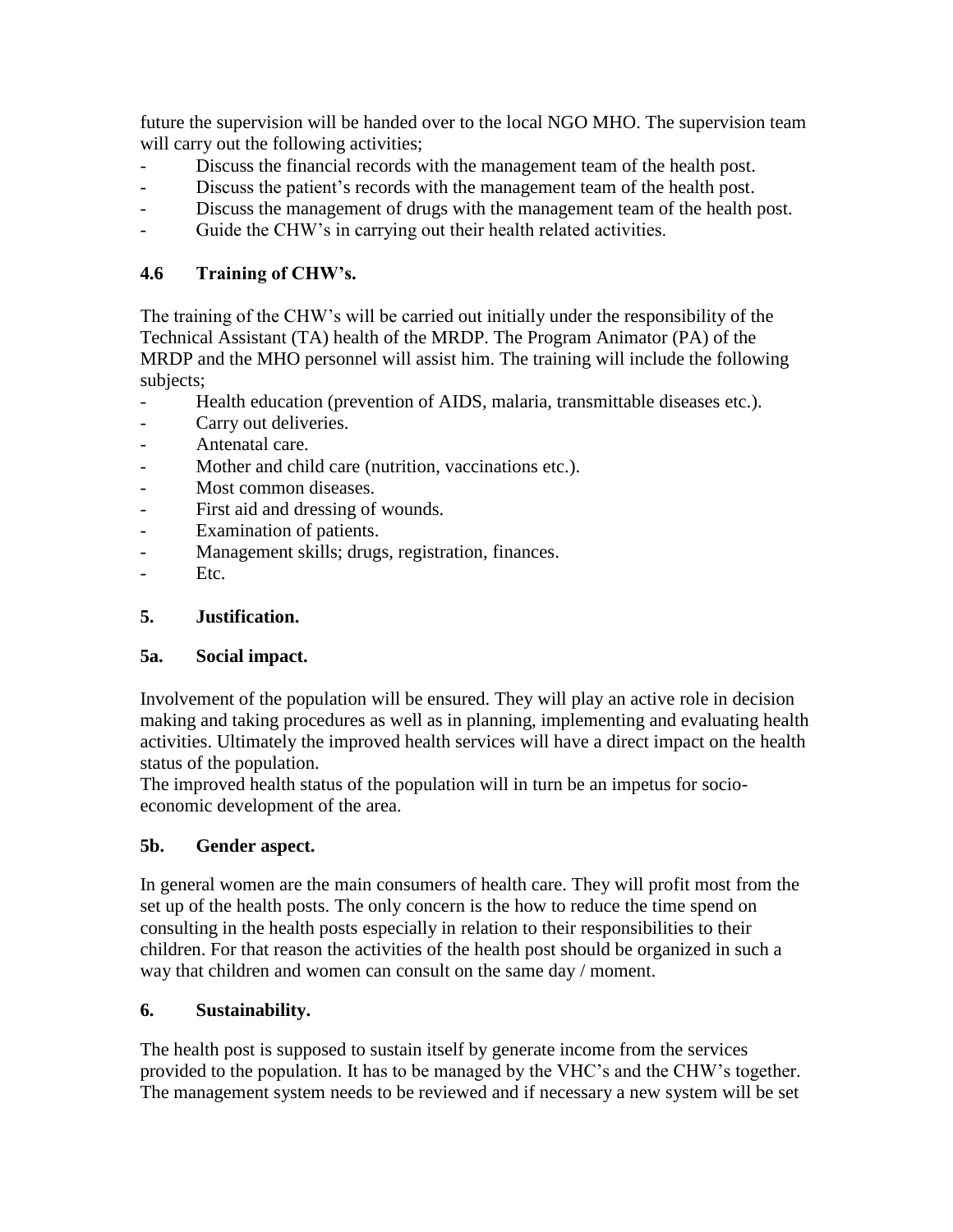future the supervision will be handed over to the local NGO MHO. The supervision team will carry out the following activities;

- Discuss the financial records with the management team of the health post.
- Discuss the patient's records with the management team of the health post.
- Discuss the management of drugs with the management team of the health post.
- Guide the CHW's in carrying out their health related activities.

### 4.6 Training of CHW's.

The training of the CHW's will be carried out initially under the responsibility of the Technical Assistant (TA) health of the MRDP. The Program Animator (PA) of the MRDP and the MHO personnel will assist him. The training will include the following subjects;

- Health education (prevention of AIDS, malaria, transmittable diseases etc.).
- Carry out deliveries.
- Antenatal care.
- Mother and child care (nutrition, vaccinations etc.).
- Most common diseases.
- First aid and dressing of wounds.
- Examination of patients.
- Management skills; drugs, registration, finances.
- Etc.

## 5. Justification.

### 5a. Social impact.

Involvement of the population will be ensured. They will play an active role in decision making and taking procedures as well as in planning, implementing and evaluating health activities. Ultimately the improved health services will have a direct impact on the health status of the population.
The improved health status of the population will in turn be an impetus for socio-economic development of the area.

### 5b. Gender aspect.

In general women are the main consumers of health care. They will profit most from the set up of the health posts. The only concern is the how to reduce the time spend on consulting in the health posts especially in relation to their responsibilities to their children. For that reason the activities of the health post should be organized in such a way that children and women can consult on the same day / moment.

## 6. Sustainability.

The health post is supposed to sustain itself by generate income from the services provided to the population. It has to be managed by the VHC's and the CHW's together. The management system needs to be reviewed and if necessary a new system will be set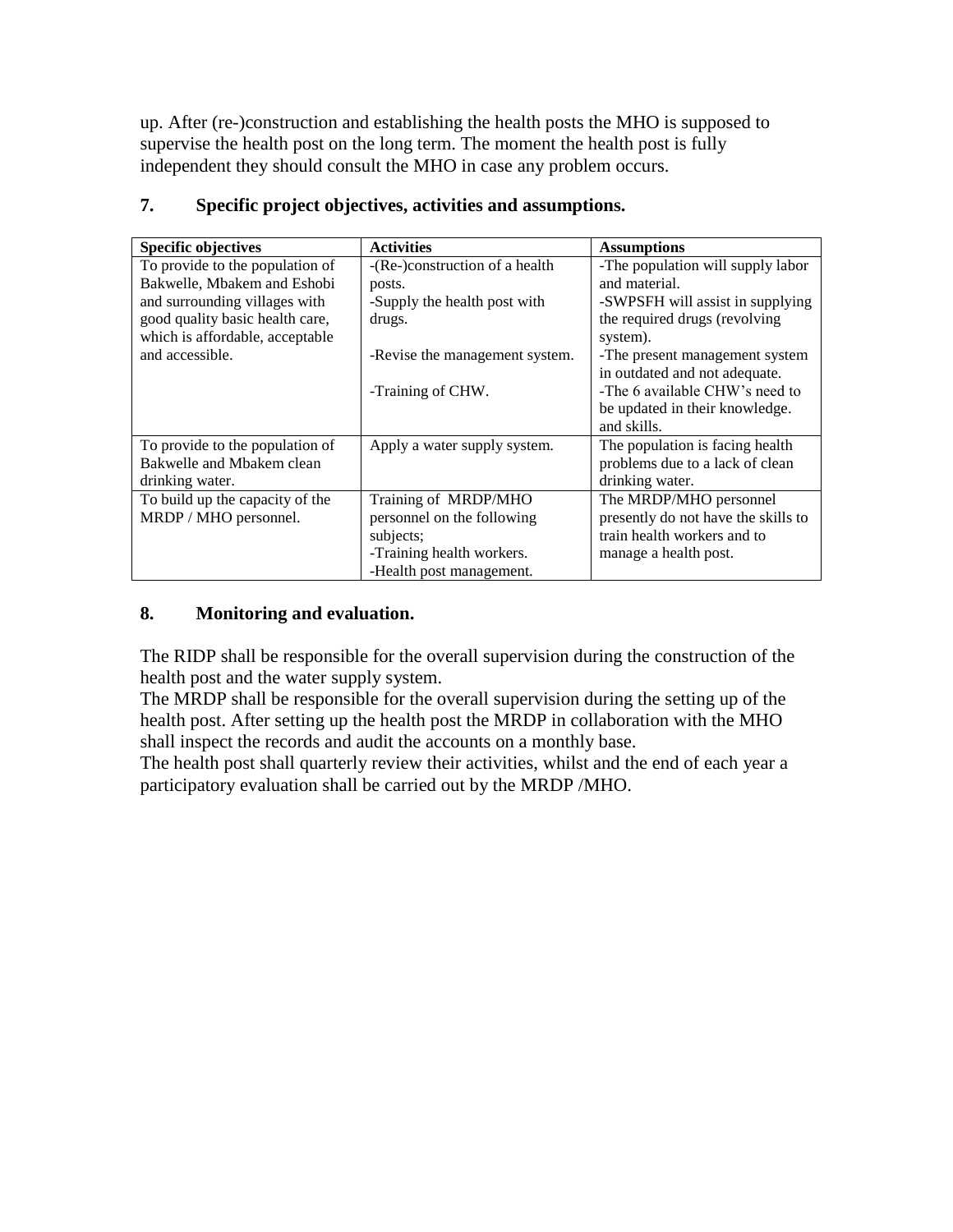up. After (re-)construction and establishing the health posts the MHO is supposed to supervise the health post on the long term. The moment the health post is fully independent they should consult the MHO in case any problem occurs.

## 7. Specific project objectives, activities and assumptions.

| Specific objectives | Activities | Assumptions |
| --- | --- | --- |
| To provide to the population of Bakwelle, Mbakem and Eshobi and surrounding villages with good quality basic health care, which is affordable, acceptable and accessible. | -(Re-)construction of a health posts.<br>-Supply the health post with drugs.<br><br>-Revise the management system.<br><br>-Training of CHW. | -The population will supply labor and material.<br>-SWPSFH will assist in supplying the required drugs (revolving system).<br>-The present management system in outdated and not adequate.<br>-The 6 available CHW's need to be updated in their knowledge. and skills. |
| To provide to the population of Bakwelle and Mbakem clean drinking water. | Apply a water supply system. | The population is facing health problems due to a lack of clean drinking water. |
| To build up the capacity of the MRDP / MHO personnel. | Training of MRDP/MHO personnel on the following subjects;<br>-Training health workers.<br>-Health post management. | The MRDP/MHO personnel presently do not have the skills to train health workers and to manage a health post. |

## 8. Monitoring and evaluation.

The RIDP shall be responsible for the overall supervision during the construction of the health post and the water supply system.
The MRDP shall be responsible for the overall supervision during the setting up of the health post. After setting up the health post the MRDP in collaboration with the MHO shall inspect the records and audit the accounts on a monthly base.
The health post shall quarterly review their activities, whilst and the end of each year a participatory evaluation shall be carried out by the MRDP /MHO.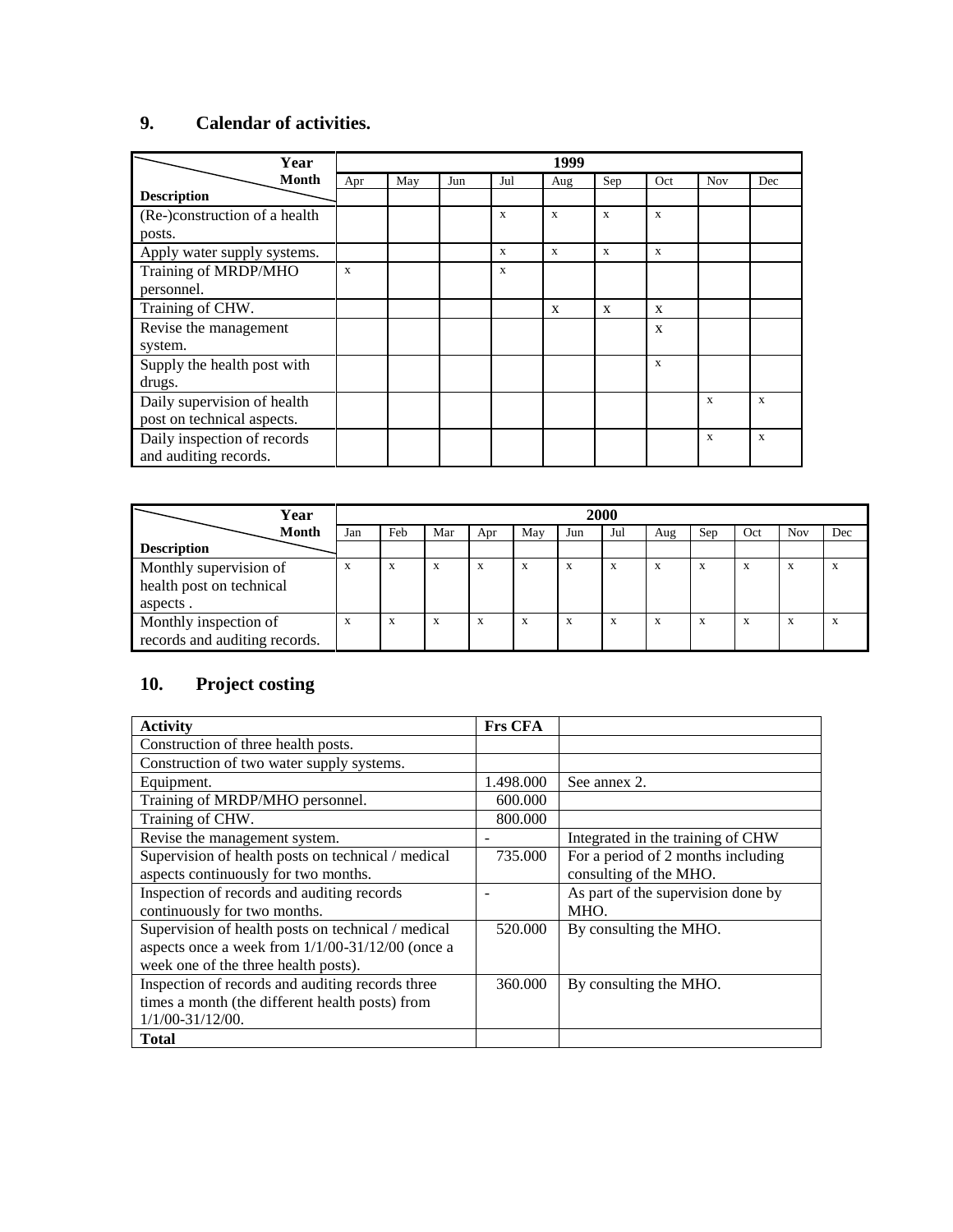## 9. Calendar of activities.

| Year / Month / Description | 1999 | | | | | | | | |
|---|---|---|---|---|---|---|---|---|---|
| | Apr | May | Jun | Jul | Aug | Sep | Oct | Nov | Dec |
| (Re-)construction of a health posts. | | | | x | x | x | x | | |
| Apply water supply systems. | | | | x | x | x | x | | |
| Training of MRDP/MHO personnel. | x | | | x | | | | | |
| Training of CHW. | | | | | X | X | X | | |
| Revise the management system. | | | | | | | X | | |
| Supply the health post with drugs. | | | | | | | x | | |
| Daily supervision of health post on technical aspects. | | | | | | | | x | x |
| Daily inspection of records and auditing records. | | | | | | | | x | x |

| Year / Month / Description | 2000 | | | | | | | | | | | |
|---|---|---|---|---|---|---|---|---|---|---|---|---|
| | Jan | Feb | Mar | Apr | May | Jun | Jul | Aug | Sep | Oct | Nov | Dec |
| Monthly supervision of health post on technical aspects . | x | x | x | x | x | x | x | x | x | x | x | x |
| Monthly inspection of records and auditing records. | x | x | x | x | x | x | x | x | x | x | x | x |

## 10. Project costing

| Activity | Frs CFA | |
|---|---|---|
| Construction of three health posts. | | |
| Construction of two water supply systems. | | |
| Equipment. | 1.498.000 | See annex 2. |
| Training of MRDP/MHO personnel. | 600.000 | |
| Training of CHW. | 800.000 | |
| Revise the management system. | - | Integrated in the training of CHW |
| Supervision of health posts on technical / medical aspects continuously for two months. | 735.000 | For a period of 2 months including consulting of the MHO. |
| Inspection of records and auditing records continuously for two months. | - | As part of the supervision done by MHO. |
| Supervision of health posts on technical / medical aspects once a week from 1/1/00-31/12/00 (once a week one of the three health posts). | 520.000 | By consulting the MHO. |
| Inspection of records and auditing records three times a month (the different health posts) from 1/1/00-31/12/00. | 360.000 | By consulting the MHO. |
| **Total** | | |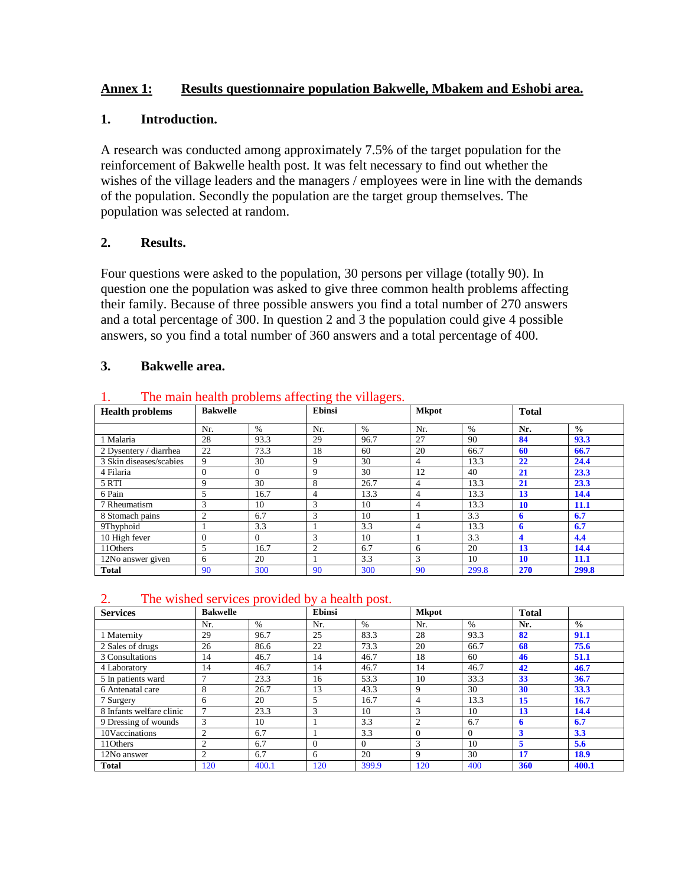## Annex 1: Results questionnaire population Bakwelle, Mbakem and Eshobi area.

### 1. Introduction.

A research was conducted among approximately 7.5% of the target population for the reinforcement of Bakwelle health post. It was felt necessary to find out whether the wishes of the village leaders and the managers / employees were in line with the demands of the population. Secondly the population are the target group themselves. The population was selected at random.

### 2. Results.

Four questions were asked to the population, 30 persons per village (totally 90). In question one the population was asked to give three common health problems affecting their family. Because of three possible answers you find a total number of 270 answers and a total percentage of 300. In question 2 and 3 the population could give 4 possible answers, so you find a total number of 360 answers and a total percentage of 400.

### 3. Bakwelle area.

1. The main health problems affecting the villagers.

| Health problems | Bakwelle | | Ebinsi | | Mkpot | | Total | |
|---|---|---|---|---|---|---|---|---|
| | Nr. | % | Nr. | % | Nr. | % | Nr. | % |
| 1 Malaria | 28 | 93.3 | 29 | 96.7 | 27 | 90 | **84** | **93.3** |
| 2 Dysentery / diarrhea | 22 | 73.3 | 18 | 60 | 20 | 66.7 | **60** | **66.7** |
| 3 Skin diseases/scabies | 9 | 30 | 9 | 30 | 4 | 13.3 | **22** | **24.4** |
| 4 Filaria | 0 | 0 | 9 | 30 | 12 | 40 | **21** | **23.3** |
| 5 RTI | 9 | 30 | 8 | 26.7 | 4 | 13.3 | **21** | **23.3** |
| 6 Pain | 5 | 16.7 | 4 | 13.3 | 4 | 13.3 | **13** | **14.4** |
| 7 Rheumatism | 3 | 10 | 3 | 10 | 4 | 13.3 | **10** | **11.1** |
| 8 Stomach pains | 2 | 6.7 | 3 | 10 | 1 | 3.3 | **6** | **6.7** |
| 9Thyphoid | 1 | 3.3 | 1 | 3.3 | 4 | 13.3 | **6** | **6.7** |
| 10 High fever | 0 | 0 | 3 | 10 | 1 | 3.3 | **4** | **4.4** |
| 11Others | 5 | 16.7 | 2 | 6.7 | 6 | 20 | **13** | **14.4** |
| 12No answer given | 6 | 20 | 1 | 3.3 | 3 | 10 | **10** | **11.1** |
| **Total** | 90 | 300 | 90 | 300 | 90 | 299.8 | **270** | **299.8** |

2. The wished services provided by a health post.

| Services | Bakwelle | | Ebinsi | | Mkpot | | Total | |
|---|---|---|---|---|---|---|---|---|
| | Nr. | % | Nr. | % | Nr. | % | Nr. | % |
| 1 Maternity | 29 | 96.7 | 25 | 83.3 | 28 | 93.3 | **82** | **91.1** |
| 2 Sales of drugs | 26 | 86.6 | 22 | 73.3 | 20 | 66.7 | **68** | **75.6** |
| 3 Consultations | 14 | 46.7 | 14 | 46.7 | 18 | 60 | **46** | **51.1** |
| 4 Laboratory | 14 | 46.7 | 14 | 46.7 | 14 | 46.7 | **42** | **46.7** |
| 5 In patients ward | 7 | 23.3 | 16 | 53.3 | 10 | 33.3 | **33** | **36.7** |
| 6 Antenatal care | 8 | 26.7 | 13 | 43.3 | 9 | 30 | **30** | **33.3** |
| 7 Surgery | 6 | 20 | 5 | 16.7 | 4 | 13.3 | **15** | **16.7** |
| 8 Infants welfare clinic | 7 | 23.3 | 3 | 10 | 3 | 10 | **13** | **14.4** |
| 9 Dressing of wounds | 3 | 10 | 1 | 3.3 | 2 | 6.7 | **6** | **6.7** |
| 10Vaccinations | 2 | 6.7 | 1 | 3.3 | 0 | 0 | **3** | **3.3** |
| 11Others | 2 | 6.7 | 0 | 0 | 3 | 10 | **5** | **5.6** |
| 12No answer | 2 | 6.7 | 6 | 20 | 9 | 30 | **17** | **18.9** |
| **Total** | 120 | 400.1 | 120 | 399.9 | 120 | 400 | **360** | **400.1** |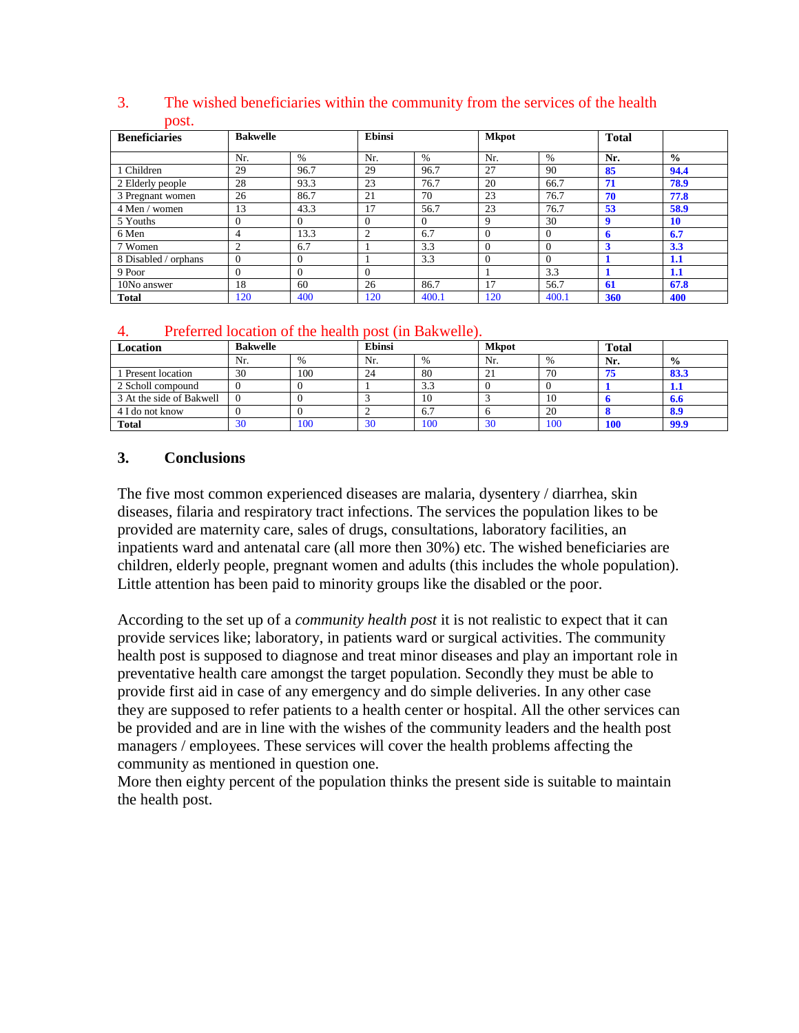### 3. The wished beneficiaries within the community from the services of the health post.

| Beneficiaries | Bakwelle | | Ebinsi | | Mkpot | | Total | |
|---|---|---|---|---|---|---|---|---|
| | Nr. | % | Nr. | % | Nr. | % | **Nr.** | **%** |
| 1 Children | 29 | 96.7 | 29 | 96.7 | 27 | 90 | **85** | **94.4** |
| 2 Elderly people | 28 | 93.3 | 23 | 76.7 | 20 | 66.7 | **71** | **78.9** |
| 3 Pregnant women | 26 | 86.7 | 21 | 70 | 23 | 76.7 | **70** | **77.8** |
| 4 Men / women | 13 | 43.3 | 17 | 56.7 | 23 | 76.7 | **53** | **58.9** |
| 5 Youths | 0 | 0 | 0 | 0 | 9 | 30 | **9** | **10** |
| 6 Men | 4 | 13.3 | 2 | 6.7 | 0 | 0 | **6** | **6.7** |
| 7 Women | 2 | 6.7 | 1 | 3.3 | 0 | 0 | **3** | **3.3** |
| 8 Disabled / orphans | 0 | 0 | 1 | 3.3 | 0 | 0 | **1** | **1.1** |
| 9 Poor | 0 | 0 | 0 | | 1 | 3.3 | **1** | **1.1** |
| 10No answer | 18 | 60 | 26 | 86.7 | 17 | 56.7 | **61** | **67.8** |
| **Total** | 120 | 400 | 120 | 400.1 | 120 | 400.1 | **360** | **400** |

### 4. Preferred location of the health post (in Bakwelle).

| Location | Bakwelle | | Ebinsi | | Mkpot | | Total | |
|---|---|---|---|---|---|---|---|---|
| | Nr. | % | Nr. | % | Nr. | % | **Nr.** | **%** |
| 1 Present location | 30 | 100 | 24 | 80 | 21 | 70 | **75** | **83.3** |
| 2 Scholl compound | 0 | 0 | 1 | 3.3 | 0 | 0 | **1** | **1.1** |
| 3 At the side of Bakwell | 0 | 0 | 3 | 10 | 3 | 10 | **6** | **6.6** |
| 4 I do not know | 0 | 0 | 2 | 6.7 | 6 | 20 | **8** | **8.9** |
| **Total** | 30 | 100 | 30 | 100 | 30 | 100 | **100** | **99.9** |

## 3. Conclusions

The five most common experienced diseases are malaria, dysentery / diarrhea, skin diseases, filaria and respiratory tract infections. The services the population likes to be provided are maternity care, sales of drugs, consultations, laboratory facilities, an inpatients ward and antenatal care (all more then 30%) etc. The wished beneficiaries are children, elderly people, pregnant women and adults (this includes the whole population). Little attention has been paid to minority groups like the disabled or the poor.

According to the set up of a *community health post* it is not realistic to expect that it can provide services like; laboratory, in patients ward or surgical activities. The community health post is supposed to diagnose and treat minor diseases and play an important role in preventative health care amongst the target population. Secondly they must be able to provide first aid in case of any emergency and do simple deliveries. In any other case they are supposed to refer patients to a health center or hospital. All the other services can be provided and are in line with the wishes of the community leaders and the health post managers / employees. These services will cover the health problems affecting the community as mentioned in question one.
More then eighty percent of the population thinks the present side is suitable to maintain the health post.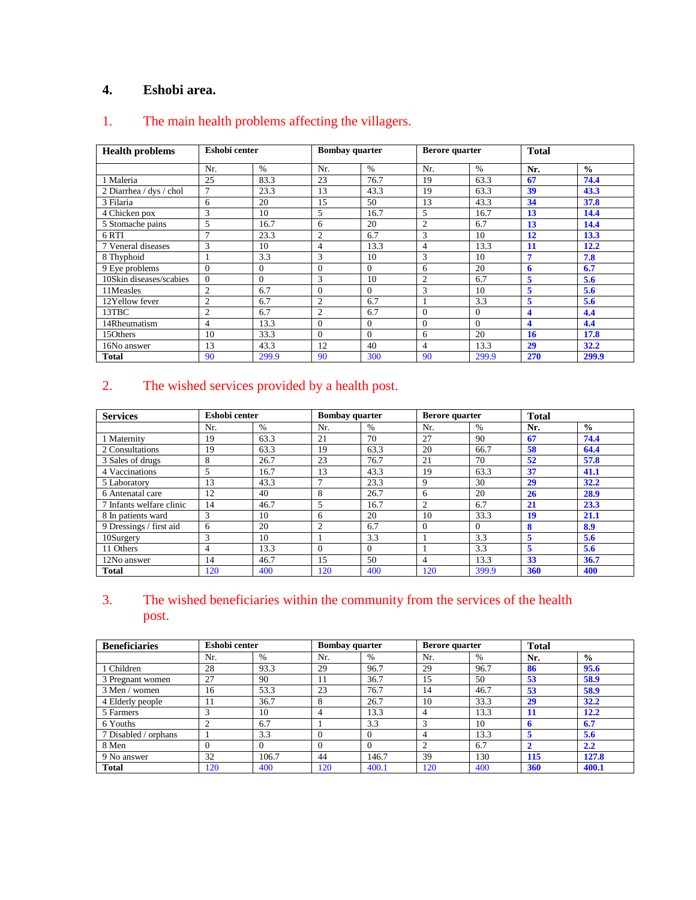## 4. Eshobi area.

### 1. The main health problems affecting the villagers.

| Health problems | Eshobi center | | Bombay quarter | | Berore quarter | | Total | |
|---|---|---|---|---|---|---|---|---|
| | Nr. | % | Nr. | % | Nr. | % | **Nr.** | **%** |
| 1 Maleria | 25 | 83.3 | 23 | 76.7 | 19 | 63.3 | **67** | **74.4** |
| 2 Diarrhea / dys / chol | 7 | 23.3 | 13 | 43.3 | 19 | 63.3 | **39** | **43.3** |
| 3 Filaria | 6 | 20 | 15 | 50 | 13 | 43.3 | **34** | **37.8** |
| 4 Chicken pox | 3 | 10 | 5 | 16.7 | 5 | 16.7 | **13** | **14.4** |
| 5 Stomache pains | 5 | 16.7 | 6 | 20 | 2 | 6.7 | **13** | **14.4** |
| 6 RTI | 7 | 23.3 | 2 | 6.7 | 3 | 10 | **12** | **13.3** |
| 7 Veneral diseases | 3 | 10 | 4 | 13.3 | 4 | 13.3 | **11** | **12.2** |
| 8 Thyphoid | 1 | 3.3 | 3 | 10 | 3 | 10 | **7** | **7.8** |
| 9 Eye problems | 0 | 0 | 0 | 0 | 6 | 20 | **6** | **6.7** |
| 10Skin diseases/scabies | 0 | 0 | 3 | 10 | 2 | 6.7 | **5** | **5.6** |
| 11Measles | 2 | 6.7 | 0 | 0 | 3 | 10 | **5** | **5.6** |
| 12Yellow fever | 2 | 6.7 | 2 | 6.7 | 1 | 3.3 | **5** | **5.6** |
| 13TBC | 2 | 6.7 | 2 | 6.7 | 0 | 0 | **4** | **4.4** |
| 14Rheumatism | 4 | 13.3 | 0 | 0 | 0 | 0 | **4** | **4.4** |
| 15Others | 10 | 33.3 | 0 | 0 | 6 | 20 | **16** | **17.8** |
| 16No answer | 13 | 43.3 | 12 | 40 | 4 | 13.3 | **29** | **32.2** |
| **Total** | 90 | 299.9 | 90 | 300 | 90 | 299.9 | **270** | **299.9** |

### 2. The wished services provided by a health post.

| Services | Eshobi center | | Bombay quarter | | Berore quarter | | Total | |
|---|---|---|---|---|---|---|---|---|
| | Nr. | % | Nr. | % | Nr. | % | **Nr.** | **%** |
| 1 Maternity | 19 | 63.3 | 21 | 70 | 27 | 90 | **67** | **74.4** |
| 2 Consultations | 19 | 63.3 | 19 | 63.3 | 20 | 66.7 | **58** | **64.4** |
| 3 Sales of drugs | 8 | 26.7 | 23 | 76.7 | 21 | 70 | **52** | **57.8** |
| 4 Vaccinations | 5 | 16.7 | 13 | 43.3 | 19 | 63.3 | **37** | **41.1** |
| 5 Laboratory | 13 | 43.3 | 7 | 23.3 | 9 | 30 | **29** | **32.2** |
| 6 Antenatal care | 12 | 40 | 8 | 26.7 | 6 | 20 | **26** | **28.9** |
| 7 Infants welfare clinic | 14 | 46.7 | 5 | 16.7 | 2 | 6.7 | **21** | **23.3** |
| 8 In patients ward | 3 | 10 | 6 | 20 | 10 | 33.3 | **19** | **21.1** |
| 9 Dressings / first aid | 6 | 20 | 2 | 6.7 | 0 | 0 | **8** | **8.9** |
| 10Surgery | 3 | 10 | 1 | 3.3 | 1 | 3.3 | **5** | **5.6** |
| 11 Others | 4 | 13.3 | 0 | 0 | 1 | 3.3 | **5** | **5.6** |
| 12No answer | 14 | 46.7 | 15 | 50 | 4 | 13.3 | **33** | **36.7** |
| **Total** | 120 | 400 | 120 | 400 | 120 | 399.9 | **360** | **400** |

### 3. The wished beneficiaries within the community from the services of the health post.

| Beneficiaries | Eshobi center | | Bombay quarter | | Berore quarter | | Total | |
|---|---|---|---|---|---|---|---|---|
| | Nr. | % | Nr. | % | Nr. | % | **Nr.** | **%** |
| 1 Children | 28 | 93.3 | 29 | 96.7 | 29 | 96.7 | **86** | **95.6** |
| 3 Pregnant women | 27 | 90 | 11 | 36.7 | 15 | 50 | **53** | **58.9** |
| 3 Men / women | 16 | 53.3 | 23 | 76.7 | 14 | 46.7 | **53** | **58.9** |
| 4 Elderly people | 11 | 36.7 | 8 | 26.7 | 10 | 33.3 | **29** | **32.2** |
| 5 Farmers | 3 | 10 | 4 | 13.3 | 4 | 13.3 | **11** | **12.2** |
| 6 Youths | 2 | 6.7 | 1 | 3.3 | 3 | 10 | **6** | **6.7** |
| 7 Disabled / orphans | 1 | 3.3 | 0 | 0 | 4 | 13.3 | **5** | **5.6** |
| 8 Men | 0 | 0 | 0 | 0 | 2 | 6.7 | **2** | **2.2** |
| 9 No answer | 32 | 106.7 | 44 | 146.7 | 39 | 130 | **115** | **127.8** |
| **Total** | 120 | 400 | 120 | 400.1 | 120 | 400 | **360** | **400.1** |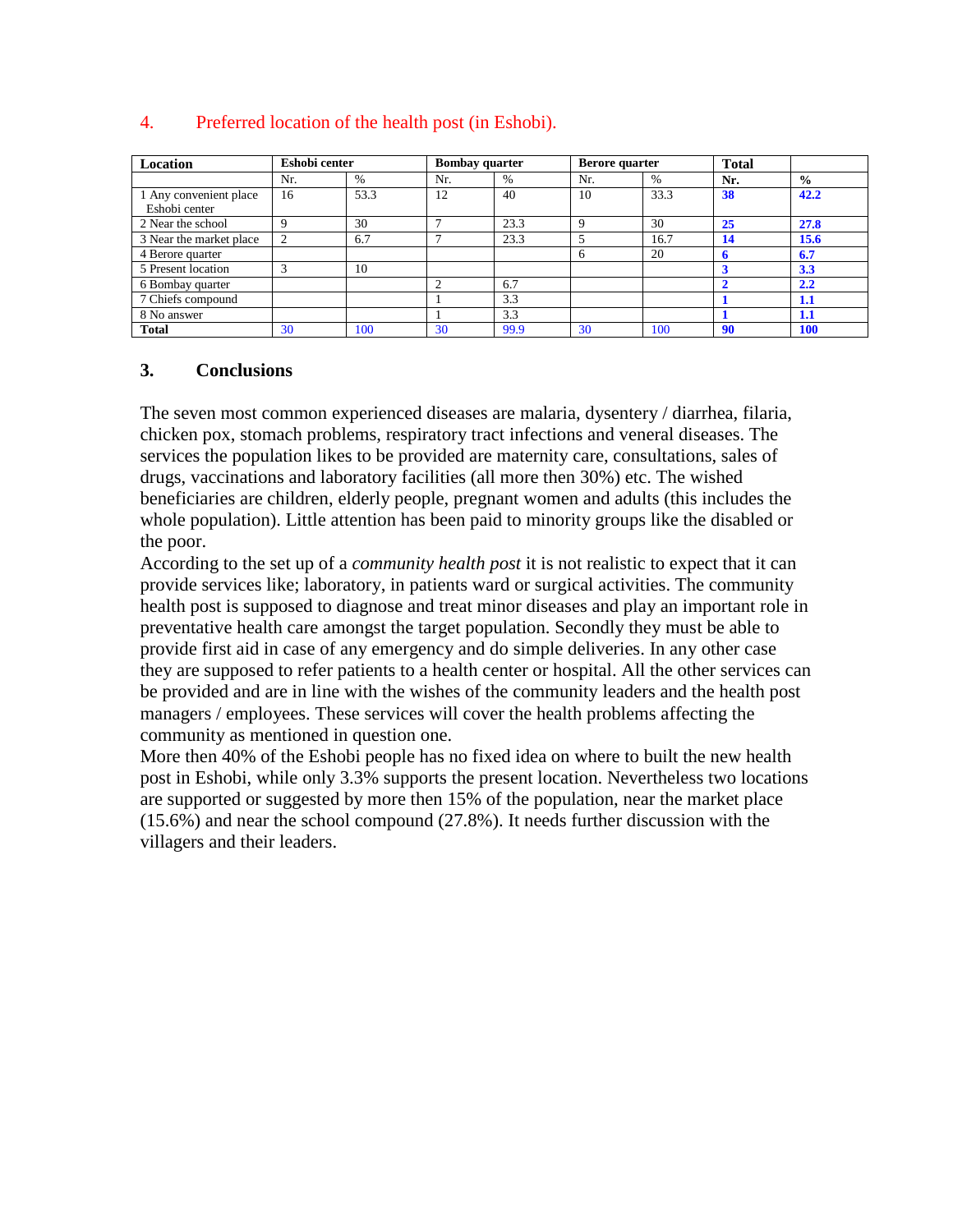## 4. Preferred location of the health post (in Eshobi).

| Location | Eshobi center | | Bombay quarter | | Berore quarter | | Total | |
|---|---|---|---|---|---|---|---|---|
| | Nr. | % | Nr. | % | Nr. | % | **Nr.** | **%** |
| 1 Any convenient place Eshobi center | 16 | 53.3 | 12 | 40 | 10 | 33.3 | **38** | **42.2** |
| 2 Near the school | 9 | 30 | 7 | 23.3 | 9 | 30 | **25** | **27.8** |
| 3 Near the market place | 2 | 6.7 | 7 | 23.3 | 5 | 16.7 | **14** | **15.6** |
| 4 Berore quarter | | | | | 6 | 20 | **6** | **6.7** |
| 5 Present location | 3 | 10 | | | | | **3** | **3.3** |
| 6 Bombay quarter | | | 2 | 6.7 | | | **2** | **2.2** |
| 7 Chiefs compound | | | 1 | 3.3 | | | **1** | **1.1** |
| 8 No answer | | | 1 | 3.3 | | | **1** | **1.1** |
| **Total** | 30 | 100 | 30 | 99.9 | 30 | 100 | **90** | **100** |

## 3. Conclusions

The seven most common experienced diseases are malaria, dysentery / diarrhea, filaria, chicken pox, stomach problems, respiratory tract infections and veneral diseases. The services the population likes to be provided are maternity care, consultations, sales of drugs, vaccinations and laboratory facilities (all more then 30%) etc. The wished beneficiaries are children, elderly people, pregnant women and adults (this includes the whole population). Little attention has been paid to minority groups like the disabled or the poor.

According to the set up of a *community health post* it is not realistic to expect that it can provide services like; laboratory, in patients ward or surgical activities. The community health post is supposed to diagnose and treat minor diseases and play an important role in preventative health care amongst the target population. Secondly they must be able to provide first aid in case of any emergency and do simple deliveries. In any other case they are supposed to refer patients to a health center or hospital. All the other services can be provided and are in line with the wishes of the community leaders and the health post managers / employees. These services will cover the health problems affecting the community as mentioned in question one.

More then 40% of the Eshobi people has no fixed idea on where to built the new health post in Eshobi, while only 3.3% supports the present location. Nevertheless two locations are supported or suggested by more then 15% of the population, near the market place (15.6%) and near the school compound (27.8%). It needs further discussion with the villagers and their leaders.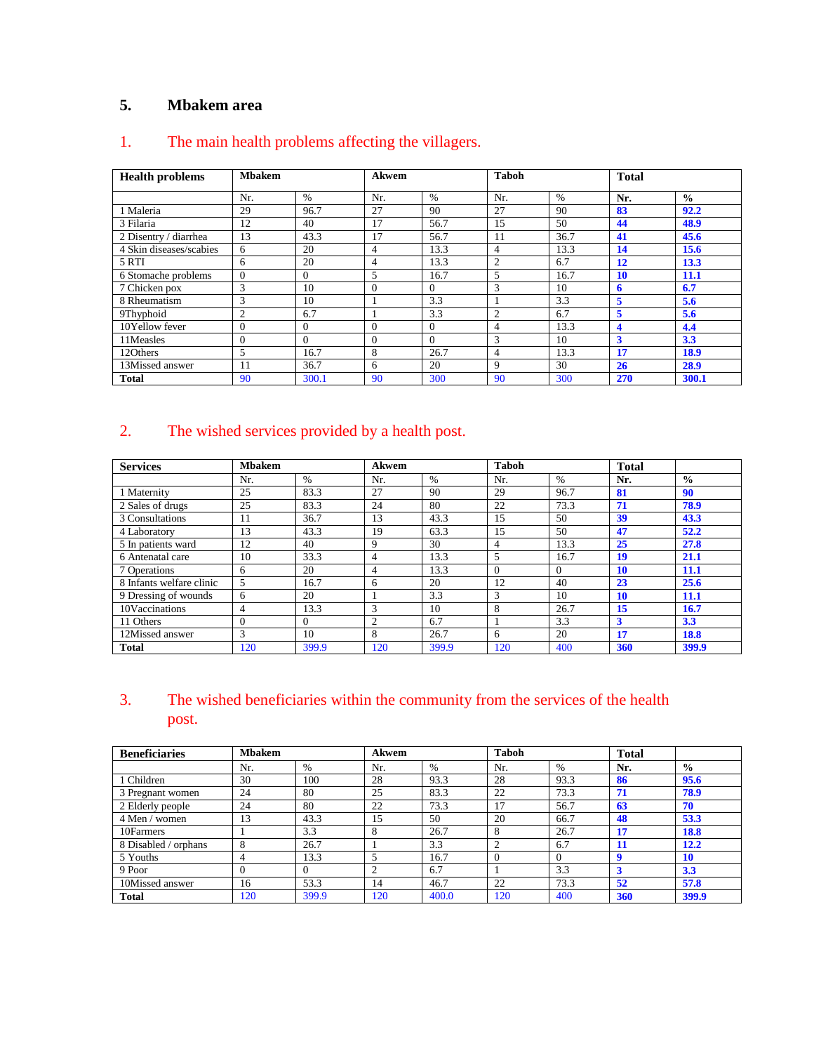## 5. Mbakem area

### 1. The main health problems affecting the villagers.

| Health problems | Mbakem | | Akwem | | Taboh | | Total | |
|---|---|---|---|---|---|---|---|---|
| | Nr. | % | Nr. | % | Nr. | % | **Nr.** | **%** |
| 1 Maleria | 29 | 96.7 | 27 | 90 | 27 | 90 | **83** | **92.2** |
| 3 Filaria | 12 | 40 | 17 | 56.7 | 15 | 50 | **44** | **48.9** |
| 2 Disentry / diarrhea | 13 | 43.3 | 17 | 56.7 | 11 | 36.7 | **41** | **45.6** |
| 4 Skin diseases/scabies | 6 | 20 | 4 | 13.3 | 4 | 13.3 | **14** | **15.6** |
| 5 RTI | 6 | 20 | 4 | 13.3 | 2 | 6.7 | **12** | **13.3** |
| 6 Stomache problems | 0 | 0 | 5 | 16.7 | 5 | 16.7 | **10** | **11.1** |
| 7 Chicken pox | 3 | 10 | 0 | 0 | 3 | 10 | **6** | **6.7** |
| 8 Rheumatism | 3 | 10 | 1 | 3.3 | 1 | 3.3 | **5** | **5.6** |
| 9Thyphoid | 2 | 6.7 | 1 | 3.3 | 2 | 6.7 | **5** | **5.6** |
| 10Yellow fever | 0 | 0 | 0 | 0 | 4 | 13.3 | **4** | **4.4** |
| 11Measles | 0 | 0 | 0 | 0 | 3 | 10 | **3** | **3.3** |
| 12Others | 5 | 16.7 | 8 | 26.7 | 4 | 13.3 | **17** | **18.9** |
| 13Missed answer | 11 | 36.7 | 6 | 20 | 9 | 30 | **26** | **28.9** |
| **Total** | 90 | 300.1 | 90 | 300 | 90 | 300 | **270** | **300.1** |

### 2. The wished services provided by a health post.

| Services | Mbakem | | Akwem | | Taboh | | Total | |
|---|---|---|---|---|---|---|---|---|
| | Nr. | % | Nr. | % | Nr. | % | **Nr.** | **%** |
| 1 Maternity | 25 | 83.3 | 27 | 90 | 29 | 96.7 | **81** | **90** |
| 2 Sales of drugs | 25 | 83.3 | 24 | 80 | 22 | 73.3 | **71** | **78.9** |
| 3 Consultations | 11 | 36.7 | 13 | 43.3 | 15 | 50 | **39** | **43.3** |
| 4 Laboratory | 13 | 43.3 | 19 | 63.3 | 15 | 50 | **47** | **52.2** |
| 5 In patients ward | 12 | 40 | 9 | 30 | 4 | 13.3 | **25** | **27.8** |
| 6 Antenatal care | 10 | 33.3 | 4 | 13.3 | 5 | 16.7 | **19** | **21.1** |
| 7 Operations | 6 | 20 | 4 | 13.3 | 0 | 0 | **10** | **11.1** |
| 8 Infants welfare clinic | 5 | 16.7 | 6 | 20 | 12 | 40 | **23** | **25.6** |
| 9 Dressing of wounds | 6 | 20 | 1 | 3.3 | 3 | 10 | **10** | **11.1** |
| 10Vaccinations | 4 | 13.3 | 3 | 10 | 8 | 26.7 | **15** | **16.7** |
| 11 Others | 0 | 0 | 2 | 6.7 | 1 | 3.3 | **3** | **3.3** |
| 12Missed answer | 3 | 10 | 8 | 26.7 | 6 | 20 | **17** | **18.8** |
| **Total** | 120 | 399.9 | 120 | 399.9 | 120 | 400 | **360** | **399.9** |

### 3. The wished beneficiaries within the community from the services of the health post.

| Beneficiaries | Mbakem | | Akwem | | Taboh | | Total | |
|---|---|---|---|---|---|---|---|---|
| | Nr. | % | Nr. | % | Nr. | % | **Nr.** | **%** |
| 1 Children | 30 | 100 | 28 | 93.3 | 28 | 93.3 | **86** | **95.6** |
| 3 Pregnant women | 24 | 80 | 25 | 83.3 | 22 | 73.3 | **71** | **78.9** |
| 2 Elderly people | 24 | 80 | 22 | 73.3 | 17 | 56.7 | **63** | **70** |
| 4 Men / women | 13 | 43.3 | 15 | 50 | 20 | 66.7 | **48** | **53.3** |
| 10Farmers | 1 | 3.3 | 8 | 26.7 | 8 | 26.7 | **17** | **18.8** |
| 8 Disabled / orphans | 8 | 26.7 | 1 | 3.3 | 2 | 6.7 | **11** | **12.2** |
| 5 Youths | 4 | 13.3 | 5 | 16.7 | 0 | 0 | **9** | **10** |
| 9 Poor | 0 | 0 | 2 | 6.7 | 1 | 3.3 | **3** | **3.3** |
| 10Missed answer | 16 | 53.3 | 14 | 46.7 | 22 | 73.3 | **52** | **57.8** |
| **Total** | 120 | 399.9 | 120 | 400.0 | 120 | 400 | **360** | **399.9** |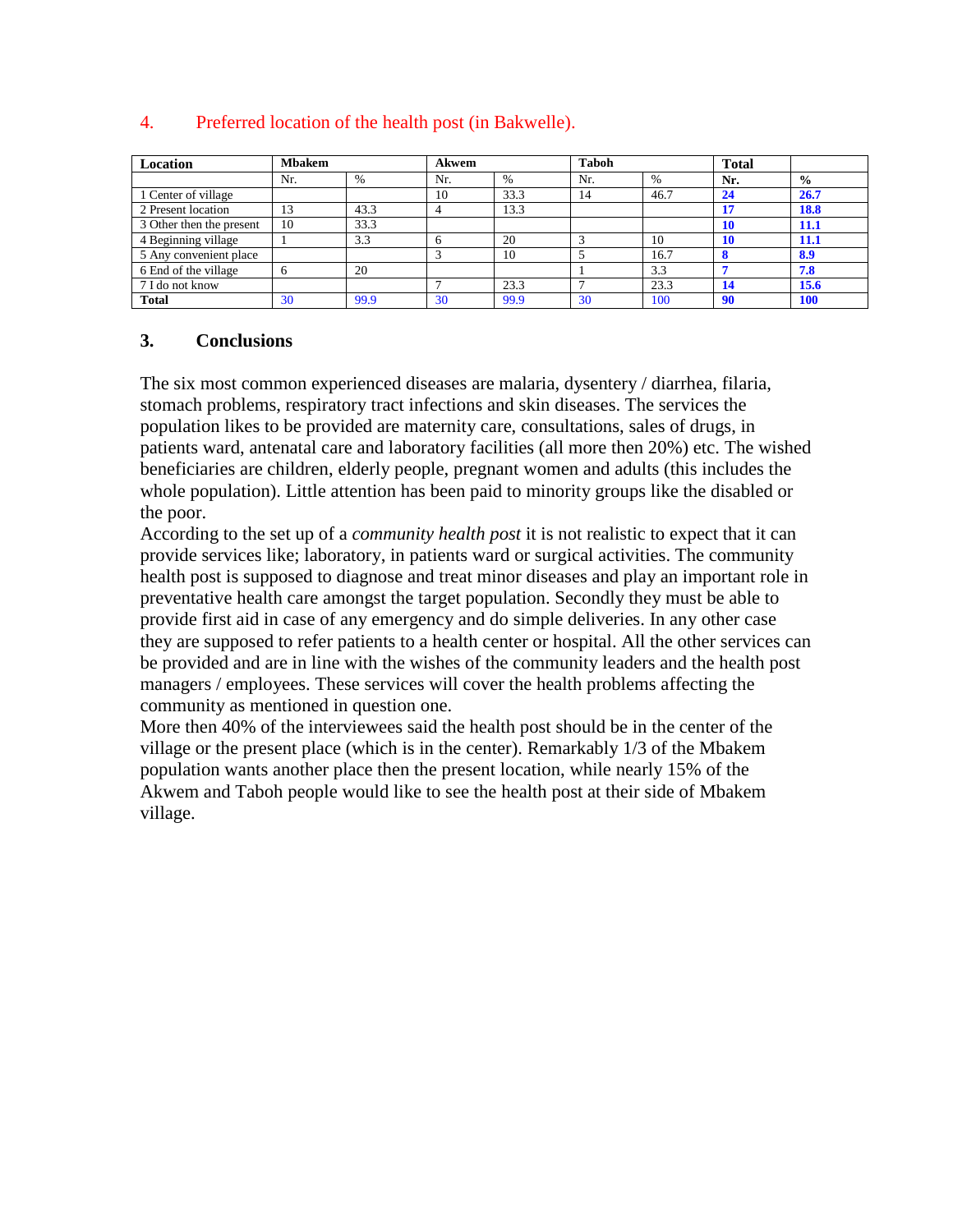## 4. Preferred location of the health post (in Bakwelle).

| Location | Mbakem | | Akwem | | Taboh | | Total | |
|---|---|---|---|---|---|---|---|---|
| | Nr. | % | Nr. | % | Nr. | % | **Nr.** | **%** |
| 1 Center of village | | | 10 | 33.3 | 14 | 46.7 | **24** | **26.7** |
| 2 Present location | 13 | 43.3 | 4 | 13.3 | | | **17** | **18.8** |
| 3 Other then the present | 10 | 33.3 | | | | | **10** | **11.1** |
| 4 Beginning village | 1 | 3.3 | 6 | 20 | 3 | 10 | **10** | **11.1** |
| 5 Any convenient place | | | 3 | 10 | 5 | 16.7 | **8** | **8.9** |
| 6 End of the village | 6 | 20 | | | 1 | 3.3 | **7** | **7.8** |
| 7 I do not know | | | 7 | 23.3 | 7 | 23.3 | **14** | **15.6** |
| **Total** | 30 | 99.9 | 30 | 99.9 | 30 | 100 | **90** | **100** |

## 3. Conclusions

The six most common experienced diseases are malaria, dysentery / diarrhea, filaria, stomach problems, respiratory tract infections and skin diseases. The services the population likes to be provided are maternity care, consultations, sales of drugs, in patients ward, antenatal care and laboratory facilities (all more then 20%) etc. The wished beneficiaries are children, elderly people, pregnant women and adults (this includes the whole population). Little attention has been paid to minority groups like the disabled or the poor.

According to the set up of a *community health post* it is not realistic to expect that it can provide services like; laboratory, in patients ward or surgical activities. The community health post is supposed to diagnose and treat minor diseases and play an important role in preventative health care amongst the target population. Secondly they must be able to provide first aid in case of any emergency and do simple deliveries. In any other case they are supposed to refer patients to a health center or hospital. All the other services can be provided and are in line with the wishes of the community leaders and the health post managers / employees. These services will cover the health problems affecting the community as mentioned in question one.

More then 40% of the interviewees said the health post should be in the center of the village or the present place (which is in the center). Remarkably 1/3 of the Mbakem population wants another place then the present location, while nearly 15% of the Akwem and Taboh people would like to see the health post at their side of Mbakem village.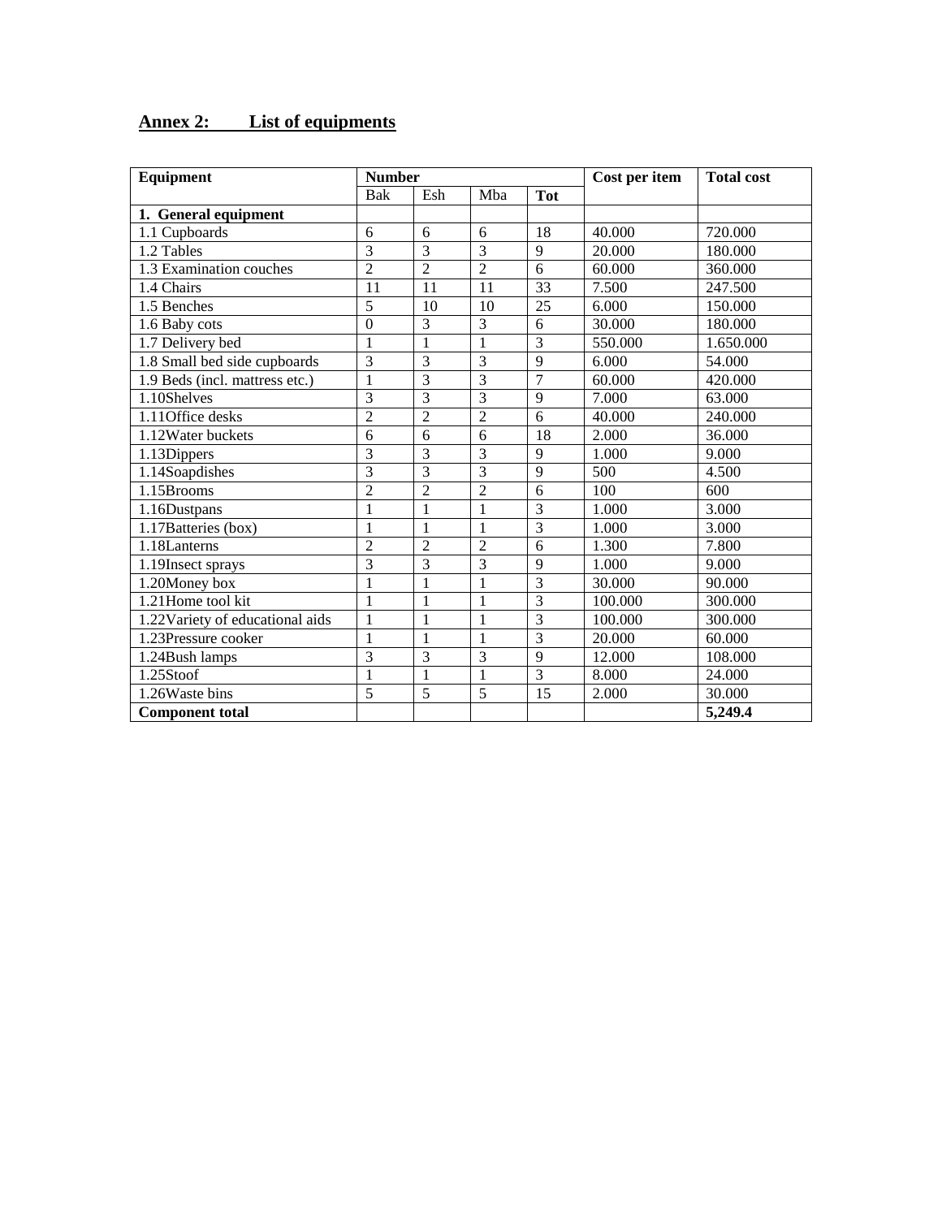## Annex 2: List of equipments

| Equipment | Number | | | | Cost per item | Total cost |
|---|---|---|---|---|---|---|
| | Bak | Esh | Mba | **Tot** | | |
| **1. General equipment** | | | | | | |
| 1.1 Cupboards | 6 | 6 | 6 | 18 | 40.000 | 720.000 |
| 1.2 Tables | 3 | 3 | 3 | 9 | 20.000 | 180.000 |
| 1.3 Examination couches | 2 | 2 | 2 | 6 | 60.000 | 360.000 |
| 1.4 Chairs | 11 | 11 | 11 | 33 | 7.500 | 247.500 |
| 1.5 Benches | 5 | 10 | 10 | 25 | 6.000 | 150.000 |
| 1.6 Baby cots | 0 | 3 | 3 | 6 | 30.000 | 180.000 |
| 1.7 Delivery bed | 1 | 1 | 1 | 3 | 550.000 | 1.650.000 |
| 1.8 Small bed side cupboards | 3 | 3 | 3 | 9 | 6.000 | 54.000 |
| 1.9 Beds (incl. mattress etc.) | 1 | 3 | 3 | 7 | 60.000 | 420.000 |
| 1.10Shelves | 3 | 3 | 3 | 9 | 7.000 | 63.000 |
| 1.11Office desks | 2 | 2 | 2 | 6 | 40.000 | 240.000 |
| 1.12Water buckets | 6 | 6 | 6 | 18 | 2.000 | 36.000 |
| 1.13Dippers | 3 | 3 | 3 | 9 | 1.000 | 9.000 |
| 1.14Soapdishes | 3 | 3 | 3 | 9 | 500 | 4.500 |
| 1.15Brooms | 2 | 2 | 2 | 6 | 100 | 600 |
| 1.16Dustpans | 1 | 1 | 1 | 3 | 1.000 | 3.000 |
| 1.17Batteries (box) | 1 | 1 | 1 | 3 | 1.000 | 3.000 |
| 1.18Lanterns | 2 | 2 | 2 | 6 | 1.300 | 7.800 |
| 1.19Insect sprays | 3 | 3 | 3 | 9 | 1.000 | 9.000 |
| 1.20Money box | 1 | 1 | 1 | 3 | 30.000 | 90.000 |
| 1.21Home tool kit | 1 | 1 | 1 | 3 | 100.000 | 300.000 |
| 1.22Variety of educational aids | 1 | 1 | 1 | 3 | 100.000 | 300.000 |
| 1.23Pressure cooker | 1 | 1 | 1 | 3 | 20.000 | 60.000 |
| 1.24Bush lamps | 3 | 3 | 3 | 9 | 12.000 | 108.000 |
| 1.25Stoof | 1 | 1 | 1 | 3 | 8.000 | 24.000 |
| 1.26Waste bins | 5 | 5 | 5 | 15 | 2.000 | 30.000 |
| **Component total** | | | | | | **5,249.4** |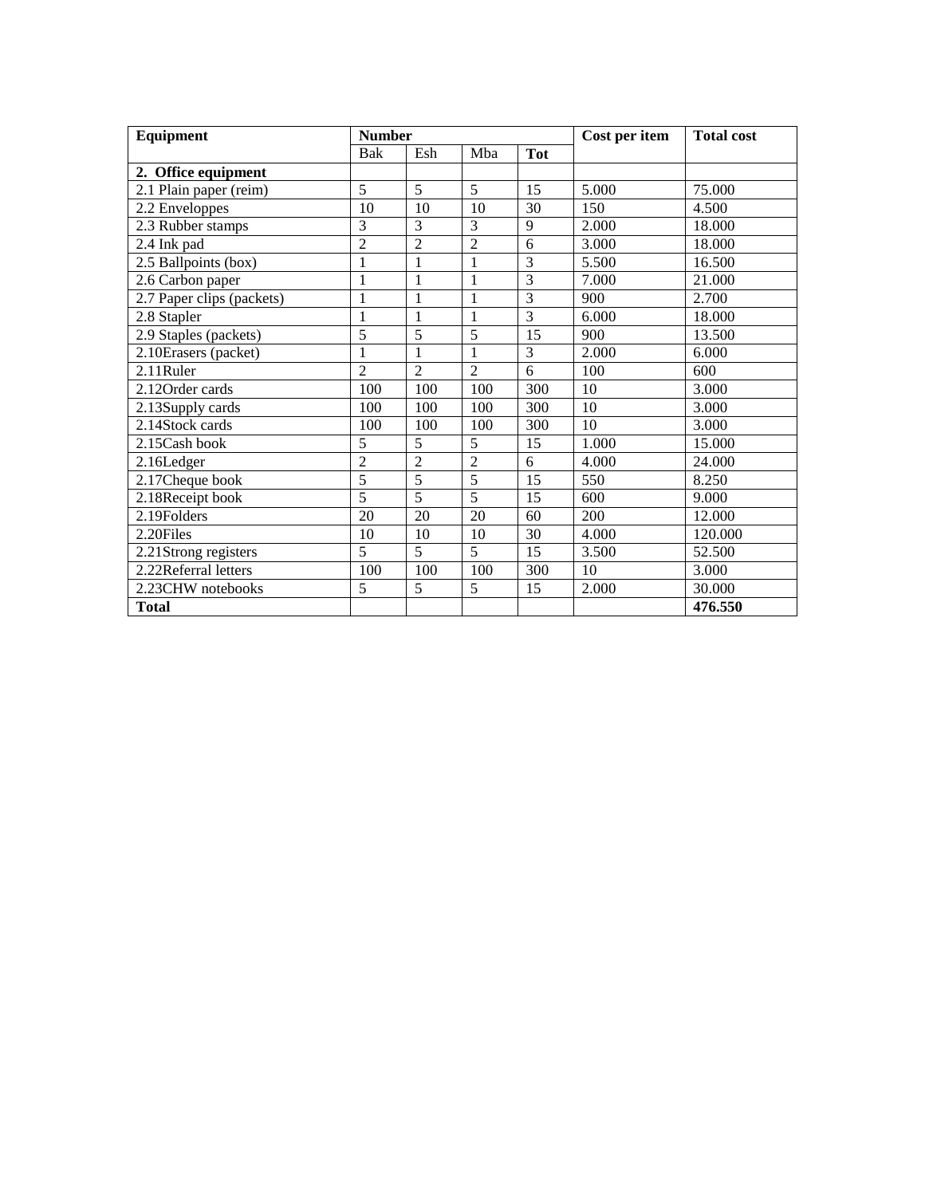| Equipment | Number | | | | Cost per item | Total cost |
|---|---|---|---|---|---|---|
| | Bak | Esh | Mba | **Tot** | | |
| **2. Office equipment** | | | | | | |
| 2.1 Plain paper (reim) | 5 | 5 | 5 | 15 | 5.000 | 75.000 |
| 2.2 Enveloppes | 10 | 10 | 10 | 30 | 150 | 4.500 |
| 2.3 Rubber stamps | 3 | 3 | 3 | 9 | 2.000 | 18.000 |
| 2.4 Ink pad | 2 | 2 | 2 | 6 | 3.000 | 18.000 |
| 2.5 Ballpoints (box) | 1 | 1 | 1 | 3 | 5.500 | 16.500 |
| 2.6 Carbon paper | 1 | 1 | 1 | 3 | 7.000 | 21.000 |
| 2.7 Paper clips (packets) | 1 | 1 | 1 | 3 | 900 | 2.700 |
| 2.8 Stapler | 1 | 1 | 1 | 3 | 6.000 | 18.000 |
| 2.9 Staples (packets) | 5 | 5 | 5 | 15 | 900 | 13.500 |
| 2.10Erasers (packet) | 1 | 1 | 1 | 3 | 2.000 | 6.000 |
| 2.11Ruler | 2 | 2 | 2 | 6 | 100 | 600 |
| 2.12Order cards | 100 | 100 | 100 | 300 | 10 | 3.000 |
| 2.13Supply cards | 100 | 100 | 100 | 300 | 10 | 3.000 |
| 2.14Stock cards | 100 | 100 | 100 | 300 | 10 | 3.000 |
| 2.15Cash book | 5 | 5 | 5 | 15 | 1.000 | 15.000 |
| 2.16Ledger | 2 | 2 | 2 | 6 | 4.000 | 24.000 |
| 2.17Cheque book | 5 | 5 | 5 | 15 | 550 | 8.250 |
| 2.18Receipt book | 5 | 5 | 5 | 15 | 600 | 9.000 |
| 2.19Folders | 20 | 20 | 20 | 60 | 200 | 12.000 |
| 2.20Files | 10 | 10 | 10 | 30 | 4.000 | 120.000 |
| 2.21Strong registers | 5 | 5 | 5 | 15 | 3.500 | 52.500 |
| 2.22Referral letters | 100 | 100 | 100 | 300 | 10 | 3.000 |
| 2.23CHW notebooks | 5 | 5 | 5 | 15 | 2.000 | 30.000 |
| **Total** | | | | | | **476.550** |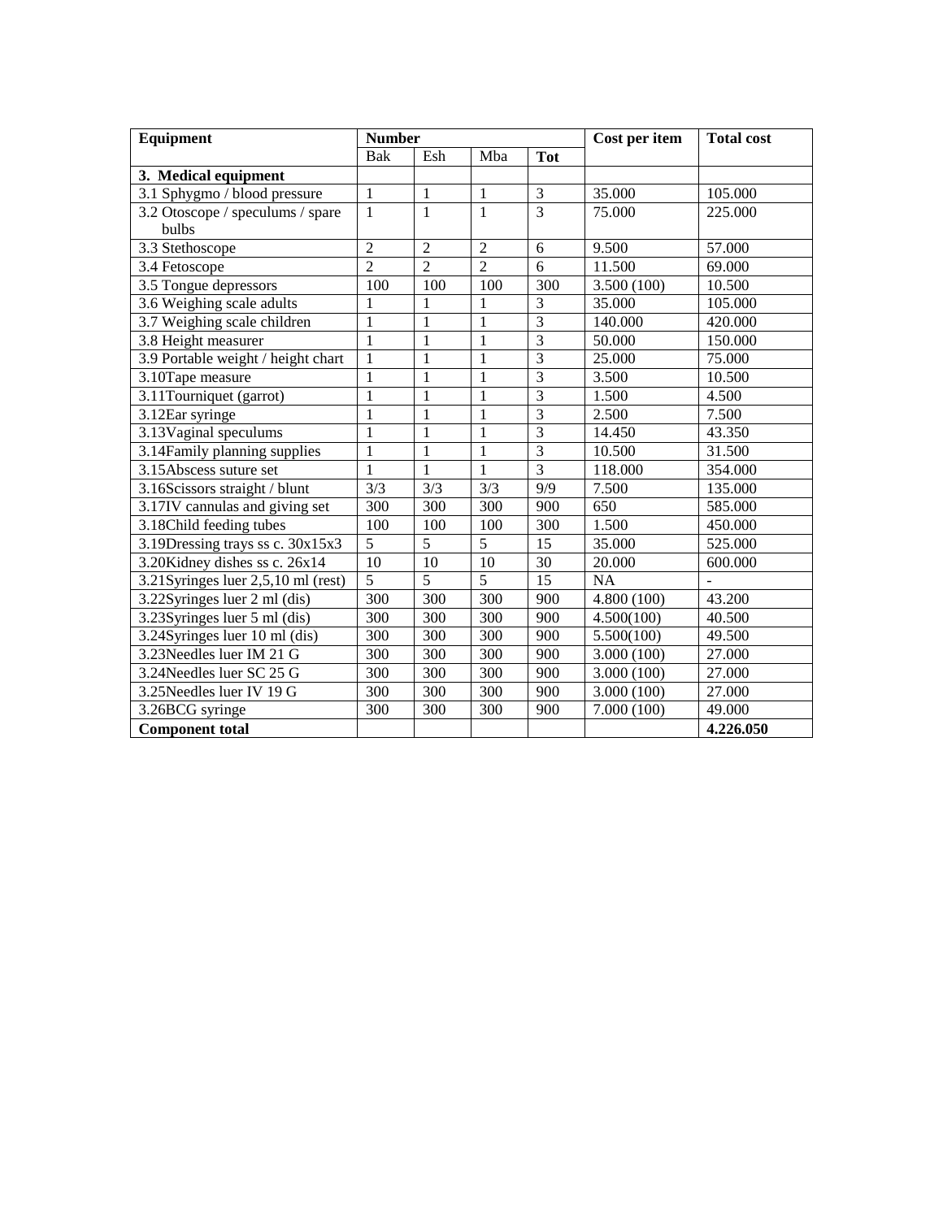| Equipment | Number | | | | Cost per item | Total cost |
|---|---|---|---|---|---|---|
| | Bak | Esh | Mba | **Tot** | | |
| **3. Medical equipment** | | | | | | |
| 3.1 Sphygmo / blood pressure | 1 | 1 | 1 | 3 | 35.000 | 105.000 |
| 3.2 Otoscope / speculums / spare bulbs | 1 | 1 | 1 | 3 | 75.000 | 225.000 |
| 3.3 Stethoscope | 2 | 2 | 2 | 6 | 9.500 | 57.000 |
| 3.4 Fetoscope | 2 | 2 | 2 | 6 | 11.500 | 69.000 |
| 3.5 Tongue depressors | 100 | 100 | 100 | 300 | 3.500 (100) | 10.500 |
| 3.6 Weighing scale adults | 1 | 1 | 1 | 3 | 35.000 | 105.000 |
| 3.7 Weighing scale children | 1 | 1 | 1 | 3 | 140.000 | 420.000 |
| 3.8 Height measurer | 1 | 1 | 1 | 3 | 50.000 | 150.000 |
| 3.9 Portable weight / height chart | 1 | 1 | 1 | 3 | 25.000 | 75.000 |
| 3.10Tape measure | 1 | 1 | 1 | 3 | 3.500 | 10.500 |
| 3.11Tourniquet (garrot) | 1 | 1 | 1 | 3 | 1.500 | 4.500 |
| 3.12Ear syringe | 1 | 1 | 1 | 3 | 2.500 | 7.500 |
| 3.13Vaginal speculums | 1 | 1 | 1 | 3 | 14.450 | 43.350 |
| 3.14Family planning supplies | 1 | 1 | 1 | 3 | 10.500 | 31.500 |
| 3.15Abscess suture set | 1 | 1 | 1 | 3 | 118.000 | 354.000 |
| 3.16Scissors straight / blunt | 3/3 | 3/3 | 3/3 | 9/9 | 7.500 | 135.000 |
| 3.17IV cannulas and giving set | 300 | 300 | 300 | 900 | 650 | 585.000 |
| 3.18Child feeding tubes | 100 | 100 | 100 | 300 | 1.500 | 450.000 |
| 3.19Dressing trays ss c. 30x15x3 | 5 | 5 | 5 | 15 | 35.000 | 525.000 |
| 3.20Kidney dishes ss c. 26x14 | 10 | 10 | 10 | 30 | 20.000 | 600.000 |
| 3.21Syringes luer 2,5,10 ml (rest) | 5 | 5 | 5 | 15 | NA | - |
| 3.22Syringes luer 2 ml (dis) | 300 | 300 | 300 | 900 | 4.800 (100) | 43.200 |
| 3.23Syringes luer 5 ml (dis) | 300 | 300 | 300 | 900 | 4.500(100) | 40.500 |
| 3.24Syringes luer 10 ml (dis) | 300 | 300 | 300 | 900 | 5.500(100) | 49.500 |
| 3.23Needles luer IM 21 G | 300 | 300 | 300 | 900 | 3.000 (100) | 27.000 |
| 3.24Needles luer SC 25 G | 300 | 300 | 300 | 900 | 3.000 (100) | 27.000 |
| 3.25Needles luer IV 19 G | 300 | 300 | 300 | 900 | 3.000 (100) | 27.000 |
| 3.26BCG syringe | 300 | 300 | 300 | 900 | 7.000 (100) | 49.000 |
| **Component total** | | | | | | **4.226.050** |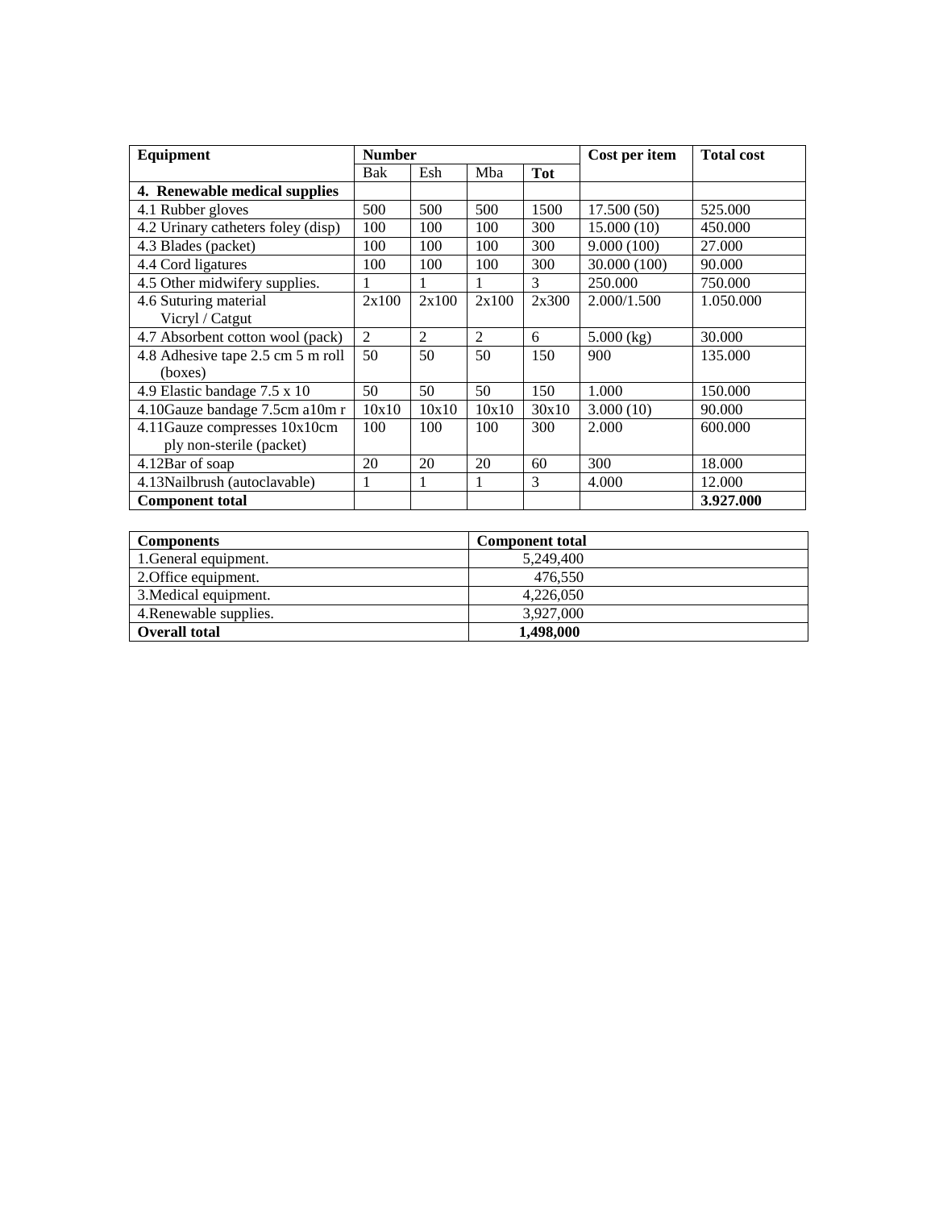| Equipment | Number | | | | Cost per item | Total cost |
|---|---|---|---|---|---|---|
| | Bak | Esh | Mba | **Tot** | | |
| **4. Renewable medical supplies** | | | | | | |
| 4.1 Rubber gloves | 500 | 500 | 500 | 1500 | 17.500 (50) | 525.000 |
| 4.2 Urinary catheters foley (disp) | 100 | 100 | 100 | 300 | 15.000 (10) | 450.000 |
| 4.3 Blades (packet) | 100 | 100 | 100 | 300 | 9.000 (100) | 27.000 |
| 4.4 Cord ligatures | 100 | 100 | 100 | 300 | 30.000 (100) | 90.000 |
| 4.5 Other midwifery supplies. | 1 | 1 | 1 | 3 | 250.000 | 750.000 |
| 4.6 Suturing material Vicryl / Catgut | 2x100 | 2x100 | 2x100 | 2x300 | 2.000/1.500 | 1.050.000 |
| 4.7 Absorbent cotton wool (pack) | 2 | 2 | 2 | 6 | 5.000 (kg) | 30.000 |
| 4.8 Adhesive tape 2.5 cm 5 m roll (boxes) | 50 | 50 | 50 | 150 | 900 | 135.000 |
| 4.9 Elastic bandage 7.5 x 10 | 50 | 50 | 50 | 150 | 1.000 | 150.000 |
| 4.10Gauze bandage 7.5cm a10m r | 10x10 | 10x10 | 10x10 | 30x10 | 3.000 (10) | 90.000 |
| 4.11Gauze compresses 10x10cm ply non-sterile (packet) | 100 | 100 | 100 | 300 | 2.000 | 600.000 |
| 4.12Bar of soap | 20 | 20 | 20 | 60 | 300 | 18.000 |
| 4.13Nailbrush (autoclavable) | 1 | 1 | 1 | 3 | 4.000 | 12.000 |
| **Component total** | | | | | | **3.927.000** |

| Components | Component total |
|---|---|
| 1.General equipment. | 5,249,400 |
| 2.Office equipment. | 476,550 |
| 3.Medical equipment. | 4,226,050 |
| 4.Renewable supplies. | 3,927,000 |
| **Overall total** | **1,498,000** |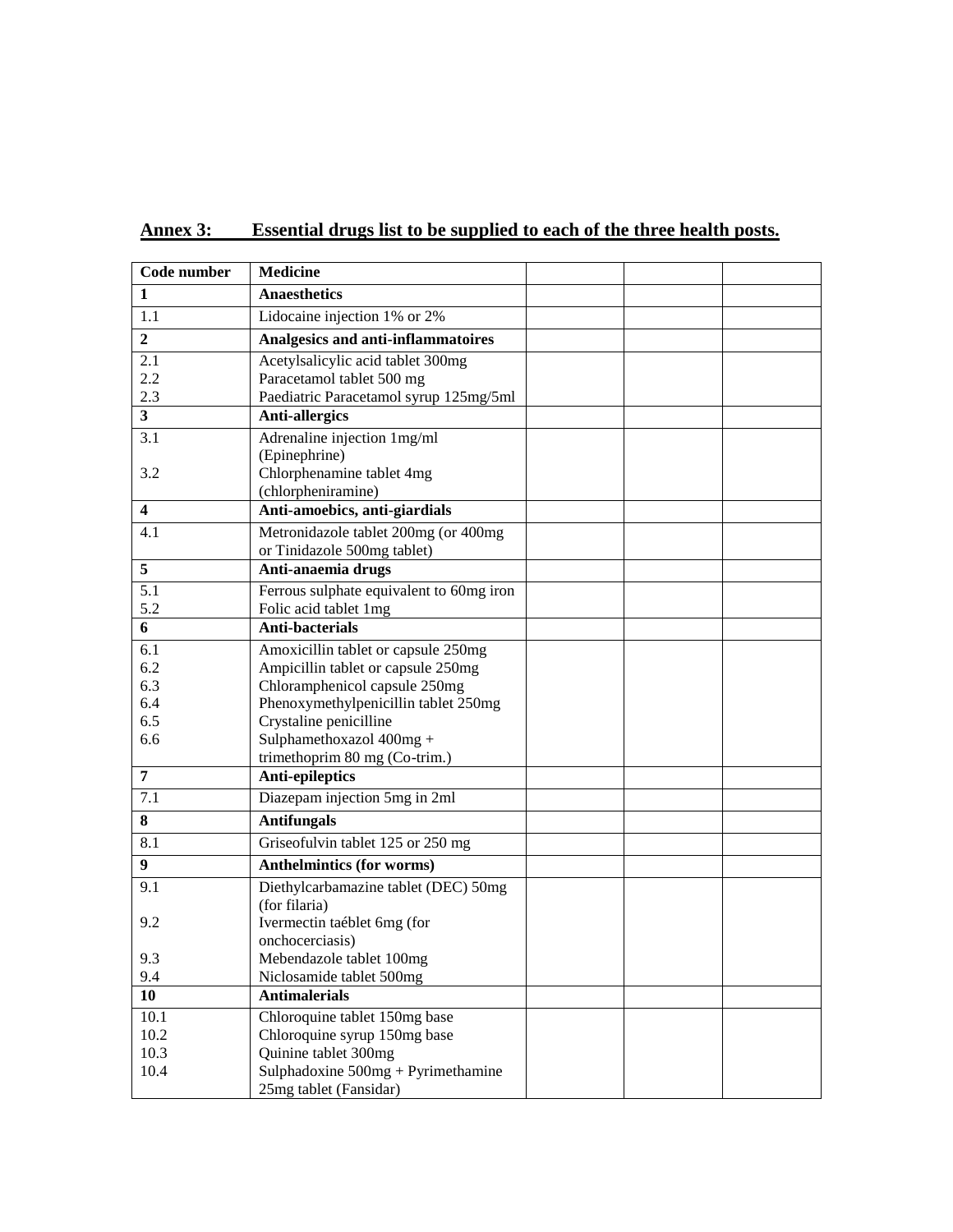**Annex 3: Essential drugs list to be supplied to each of the three health posts.**

| Code number | Medicine | | | |
|---|---|---|---|---|
| **1** | **Anaesthetics** | | | |
| 1.1 | Lidocaine injection 1% or 2% | | | |
| **2** | **Analgesics and anti-inflammatoires** | | | |
| 2.1<br>2.2<br>2.3 | Acetylsalicylic acid tablet 300mg<br>Paracetamol tablet 500 mg<br>Paediatric Paracetamol syrup 125mg/5ml | | | |
| **3** | **Anti-allergics** | | | |
| 3.1<br><br>3.2 | Adrenaline injection 1mg/ml (Epinephrine)<br>Chlorphenamine tablet 4mg (chlorpheniramine) | | | |
| **4** | **Anti-amoebics, anti-giardials** | | | |
| 4.1 | Metronidazole tablet 200mg (or 400mg or Tinidazole 500mg tablet) | | | |
| **5** | **Anti-anaemia drugs** | | | |
| 5.1<br>5.2 | Ferrous sulphate equivalent to 60mg iron<br>Folic acid tablet 1mg | | | |
| **6** | **Anti-bacterials** | | | |
| 6.1<br>6.2<br>6.3<br>6.4<br>6.5<br>6.6 | Amoxicillin tablet or capsule 250mg<br>Ampicillin tablet or capsule 250mg<br>Chloramphenicol capsule 250mg<br>Phenoxymethylpenicillin tablet 250mg<br>Crystaline penicilline<br>Sulphamethoxazol 400mg + trimethoprim 80 mg (Co-trim.) | | | |
| **7** | **Anti-epileptics** | | | |
| 7.1 | Diazepam injection 5mg in 2ml | | | |
| **8** | **Antifungals** | | | |
| 8.1 | Griseofulvin tablet 125 or 250 mg | | | |
| **9** | **Anthelmintics (for worms)** | | | |
| 9.1<br><br>9.2<br><br>9.3<br>9.4 | Diethylcarbamazine tablet (DEC) 50mg (for filaria)<br>Ivermectin taéblet 6mg (for onchocerciasis)<br>Mebendazole tablet 100mg<br>Niclosamide tablet 500mg | | | |
| **10** | **Antimalerials** | | | |
| 10.1<br>10.2<br>10.3<br>10.4 | Chloroquine tablet 150mg base<br>Chloroquine syrup 150mg base<br>Quinine tablet 300mg<br>Sulphadoxine 500mg + Pyrimethamine 25mg tablet (Fansidar) | | | |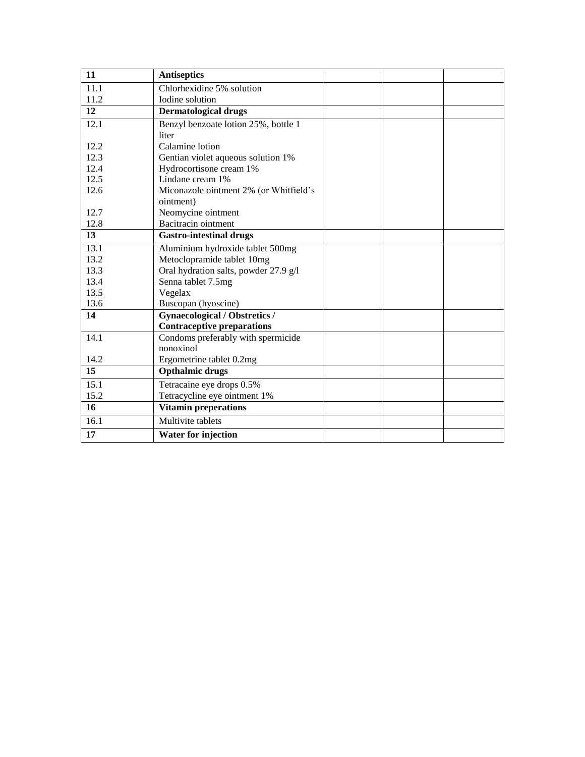| | | | | |
|---|---|---|---|---|
| **11** | **Antiseptics** | | | |
| 11.1<br>11.2 | Chlorhexidine 5% solution<br>Iodine solution | | | |
| **12** | **Dermatological drugs** | | | |
| 12.1<br><br>12.2<br>12.3<br>12.4<br>12.5<br>12.6<br><br>12.7<br>12.8 | Benzyl benzoate lotion 25%, bottle 1 liter<br>Calamine lotion<br>Gentian violet aqueous solution 1%<br>Hydrocortisone cream 1%<br>Lindane cream 1%<br>Miconazole ointment 2% (or Whitfield's ointment)<br>Neomycine ointment<br>Bacitracin ointment | | | |
| **13** | **Gastro-intestinal drugs** | | | |
| 13.1<br>13.2<br>13.3<br>13.4<br>13.5<br>13.6 | Aluminium hydroxide tablet 500mg<br>Metoclopramide tablet 10mg<br>Oral hydration salts, powder 27.9 g/l<br>Senna tablet 7.5mg<br>Vegelax<br>Buscopan (hyoscine) | | | |
| **14** | **Gynaecological / Obstretics / Contraceptive preparations** | | | |
| 14.1<br><br>14.2 | Condoms preferably with spermicide nonoxinol<br>Ergometrine tablet 0.2mg | | | |
| **15** | **Opthalmic drugs** | | | |
| 15.1<br>15.2 | Tetracaine eye drops 0.5%<br>Tetracycline eye ointment 1% | | | |
| **16** | **Vitamin preperations** | | | |
| 16.1 | Multivite tablets | | | |
| **17** | **Water for injection** | | | |